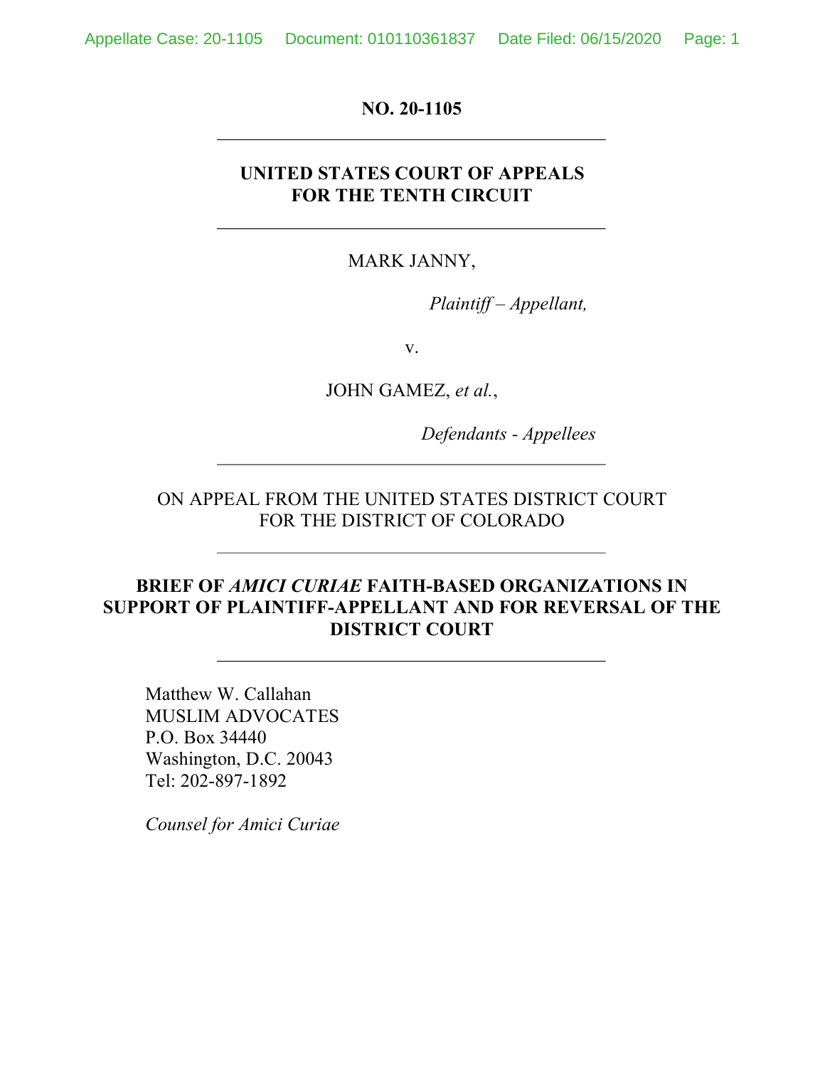**NO. 20-1105**

---

**UNITED STATES COURT OF APPEALS**
**FOR THE TENTH CIRCUIT**

---

MARK JANNY,

*Plaintiff – Appellant,*

v.

JOHN GAMEZ, *et al.*,

*Defendants - Appellees*

---

ON APPEAL FROM THE UNITED STATES DISTRICT COURT
FOR THE DISTRICT OF COLORADO

---

**BRIEF OF *AMICI CURIAE* FAITH-BASED ORGANIZATIONS IN SUPPORT OF PLAINTIFF-APPELLANT AND FOR REVERSAL OF THE DISTRICT COURT**

---

Matthew W. Callahan
MUSLIM ADVOCATES
P.O. Box 34440
Washington, D.C. 20043
Tel: 202-897-1892

*Counsel for Amici Curiae*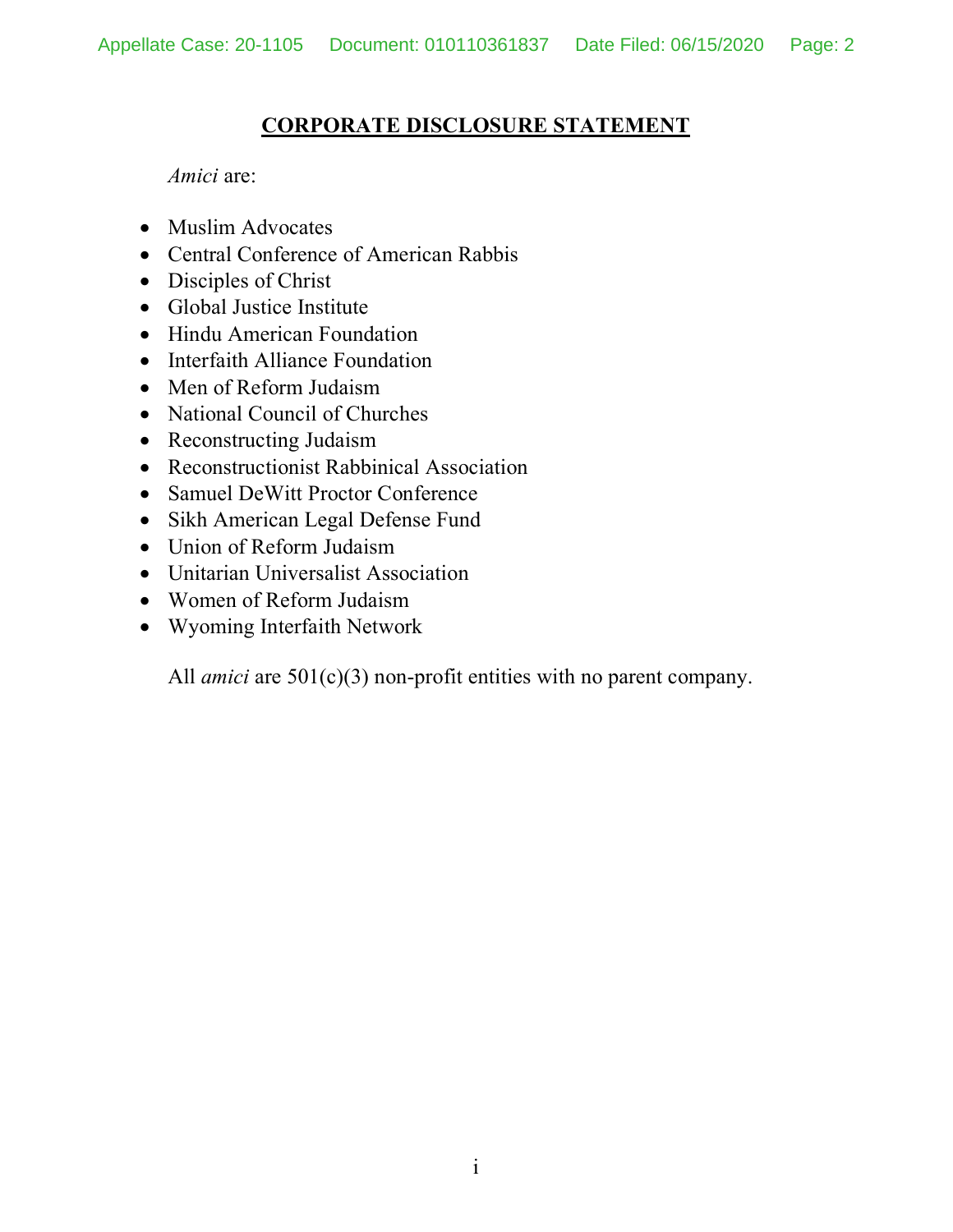# CORPORATE DISCLOSURE STATEMENT

*Amici* are:

- Muslim Advocates
- Central Conference of American Rabbis
- Disciples of Christ
- Global Justice Institute
- Hindu American Foundation
- Interfaith Alliance Foundation
- Men of Reform Judaism
- National Council of Churches
- Reconstructing Judaism
- Reconstructionist Rabbinical Association
- Samuel DeWitt Proctor Conference
- Sikh American Legal Defense Fund
- Union of Reform Judaism
- Unitarian Universalist Association
- Women of Reform Judaism
- Wyoming Interfaith Network

All *amici* are 501(c)(3) non-profit entities with no parent company.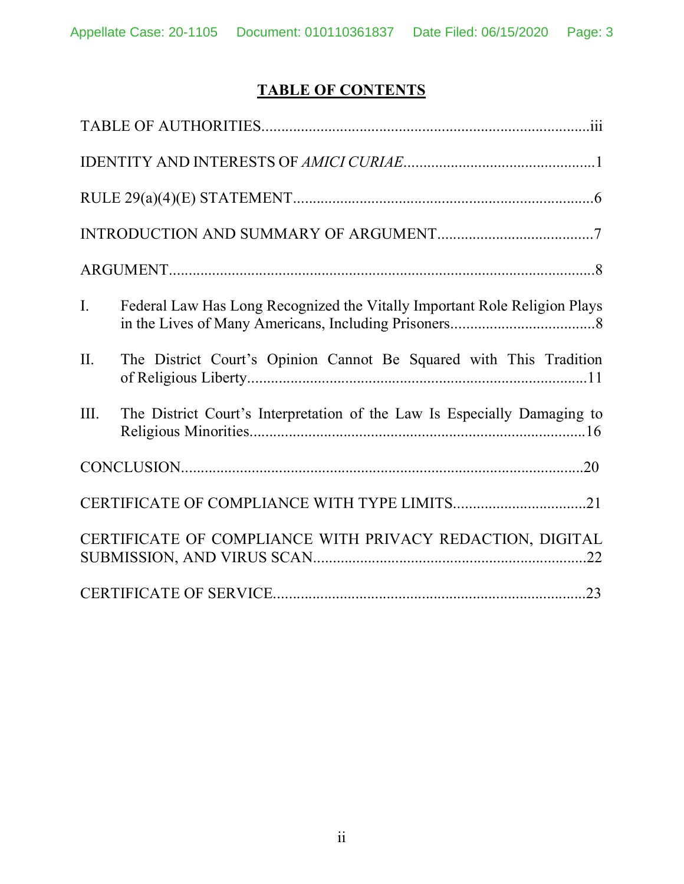# TABLE OF CONTENTS

TABLE OF AUTHORITIES....................................................................................iii

IDENTITY AND INTERESTS OF *AMICI CURIAE*.................................................1

RULE 29(a)(4)(E) STATEMENT.............................................................................6

INTRODUCTION AND SUMMARY OF ARGUMENT........................................7

ARGUMENT.............................................................................................................8

I. Federal Law Has Long Recognized the Vitally Important Role Religion Plays in the Lives of Many Americans, Including Prisoners.....................................8

II. The District Court's Opinion Cannot Be Squared with This Tradition of Religious Liberty........................................................................................11

III. The District Court's Interpretation of the Law Is Especially Damaging to Religious Minorities......................................................................................16

CONCLUSION........................................................................................................20

CERTIFICATE OF COMPLIANCE WITH TYPE LIMITS..................................21

CERTIFICATE OF COMPLIANCE WITH PRIVACY REDACTION, DIGITAL SUBMISSION, AND VIRUS SCAN......................................................................22

CERTIFICATE OF SERVICE................................................................................23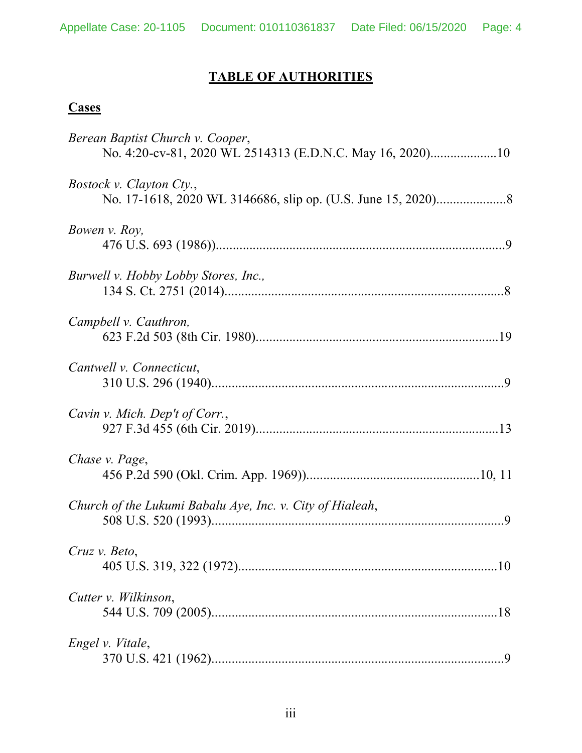# TABLE OF AUTHORITIES

## Cases

*Berean Baptist Church v. Cooper*,
No. 4:20-cv-81, 2020 WL 2514313 (E.D.N.C. May 16, 2020)....................10

*Bostock v. Clayton Cty.*,
No. 17-1618, 2020 WL 3146686, slip op. (U.S. June 15, 2020).....................8

*Bowen v. Roy,*
476 U.S. 693 (1986))......................................................................................9

*Burwell v. Hobby Lobby Stores, Inc.,*
134 S. Ct. 2751 (2014)....................................................................................8

*Campbell v. Cauthron,*
623 F.2d 503 (8th Cir. 1980).........................................................................19

*Cantwell v. Connecticut*,
310 U.S. 296 (1940)........................................................................................9

*Cavin v. Mich. Dep't of Corr.*,
927 F.3d 455 (6th Cir. 2019).........................................................................13

*Chase v. Page*,
456 P.2d 590 (Okl. Crim. App. 1969))....................................................10, 11

*Church of the Lukumi Babalu Aye, Inc. v. City of Hialeah*,
508 U.S. 520 (1993)........................................................................................9

*Cruz v. Beto*,
405 U.S. 319, 322 (1972)..............................................................................10

*Cutter v. Wilkinson*,
544 U.S. 709 (2005)......................................................................................18

*Engel v. Vitale*,
370 U.S. 421 (1962)........................................................................................9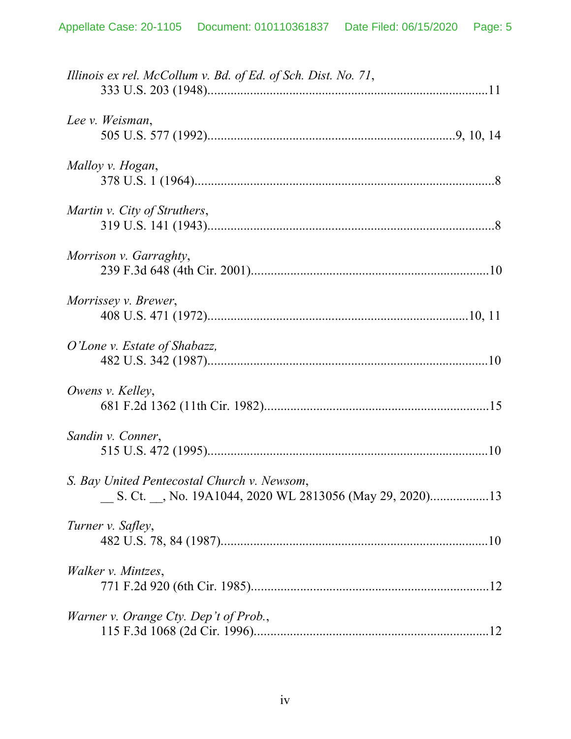*Illinois ex rel. McCollum v. Bd. of Ed. of Sch. Dist. No. 71*,
333 U.S. 203 (1948)......................................................................................11

*Lee v. Weisman*,
505 U.S. 577 (1992)...........................................................................9, 10, 14

*Malloy v. Hogan*,
378 U.S. 1 (1964)..............................................................................................8

*Martin v. City of Struthers*,
319 U.S. 141 (1943)..........................................................................................8

*Morrison v. Garraghty*,
239 F.3d 648 (4th Cir. 2001)..........................................................................10

*Morrissey v. Brewer*,
408 U.S. 471 (1972)................................................................................10, 11

*O'Lone v. Estate of Shabazz,*
482 U.S. 342 (1987)........................................................................................10

*Owens v. Kelley*,
681 F.2d 1362 (11th Cir. 1982)......................................................................15

*Sandin v. Conner*,
515 U.S. 472 (1995)........................................................................................10

*S. Bay United Pentecostal Church v. Newsom*,
__ S. Ct. __, No. 19A1044, 2020 WL 2813056 (May 29, 2020)..................13

*Turner v. Safley*,
482 U.S. 78, 84 (1987)....................................................................................10

*Walker v. Mintzes*,
771 F.2d 920 (6th Cir. 1985)..........................................................................12

*Warner v. Orange Cty. Dep't of Prob.*,
115 F.3d 1068 (2d Cir. 1996).........................................................................12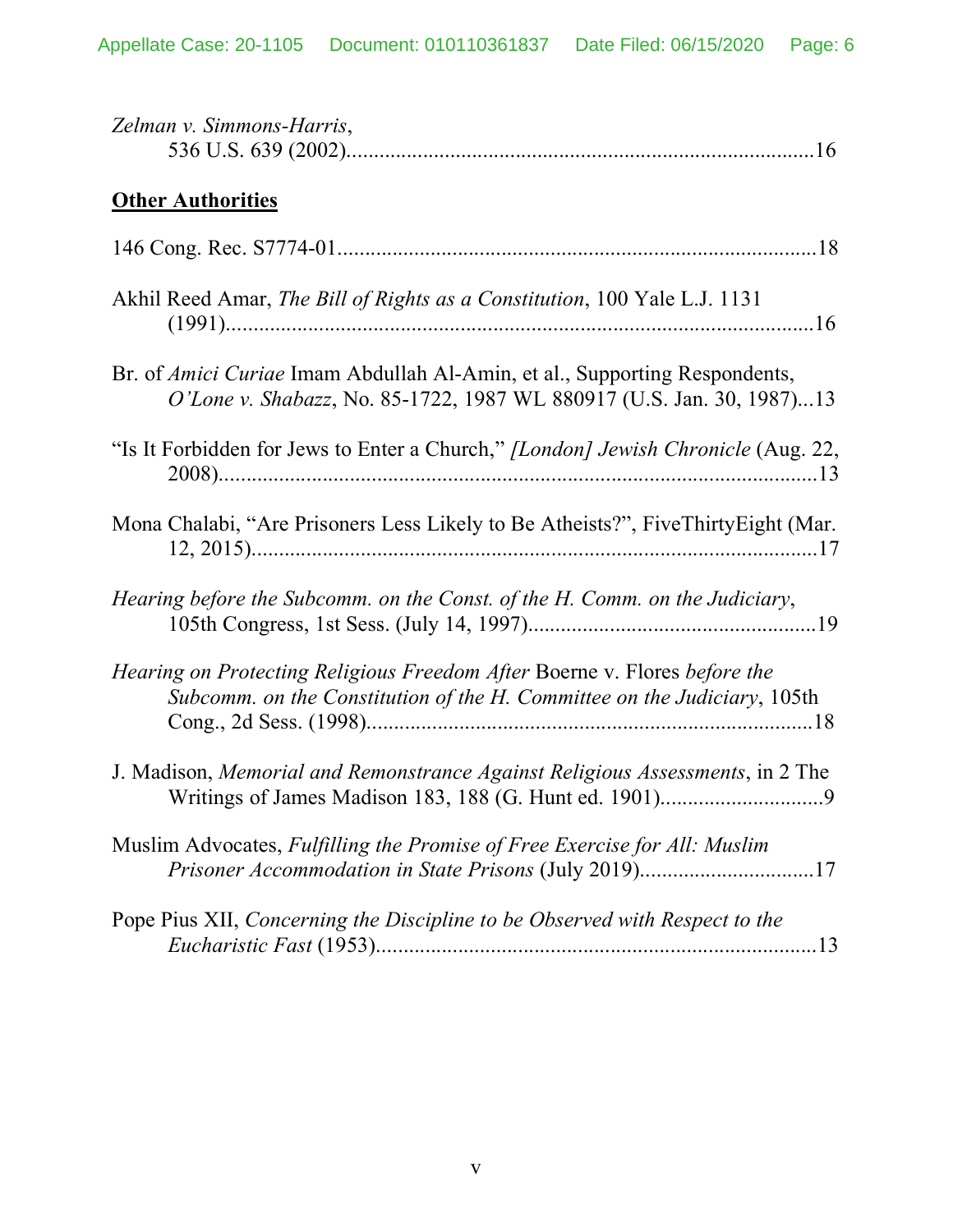*Zelman v. Simmons-Harris*,
536 U.S. 639 (2002)....................................................................................16

**Other Authorities**

146 Cong. Rec. S7774-01......................................................................................18

Akhil Reed Amar, *The Bill of Rights as a Constitution*, 100 Yale L.J. 1131 (1991)...........................................................................................................16

Br. of *Amici Curiae* Imam Abdullah Al-Amin, et al., Supporting Respondents, *O'Lone v. Shabazz*, No. 85-1722, 1987 WL 880917 (U.S. Jan. 30, 1987)...13

"Is It Forbidden for Jews to Enter a Church," *[London] Jewish Chronicle* (Aug. 22, 2008)............................................................................................................13

Mona Chalabi, "Are Prisoners Less Likely to Be Atheists?", FiveThirtyEight (Mar. 12, 2015)......................................................................................................17

*Hearing before the Subcomm. on the Const. of the H. Comm. on the Judiciary*, 105th Congress, 1st Sess. (July 14, 1997)....................................................19

*Hearing on Protecting Religious Freedom After* Boerne v. Flores *before the Subcomm. on the Constitution of the H. Committee on the Judiciary*, 105th Cong., 2d Sess. (1998).................................................................................18

J. Madison, *Memorial and Remonstrance Against Religious Assessments*, in 2 The Writings of James Madison 183, 188 (G. Hunt ed. 1901)..............................9

Muslim Advocates, *Fulfilling the Promise of Free Exercise for All: Muslim Prisoner Accommodation in State Prisons* (July 2019)...............................17

Pope Pius XII, *Concerning the Discipline to be Observed with Respect to the Eucharistic Fast* (1953)...............................................................................13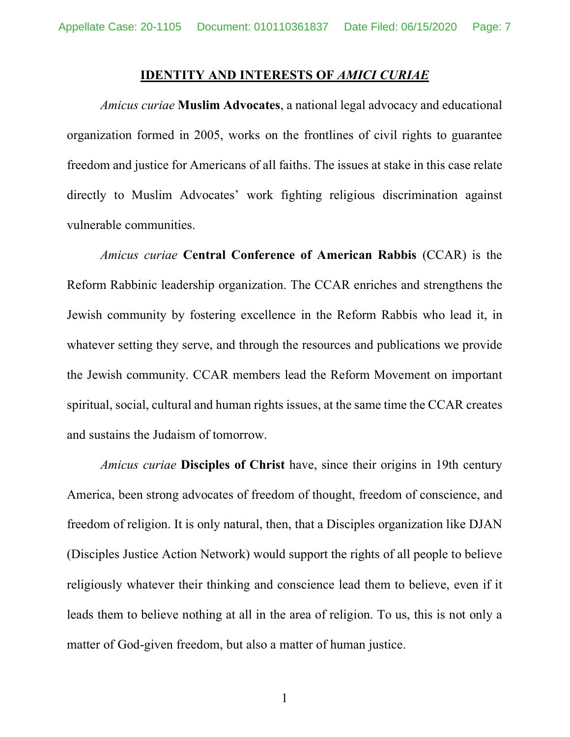## IDENTITY AND INTERESTS OF *AMICI CURIAE*

*Amicus curiae* **Muslim Advocates**, a national legal advocacy and educational organization formed in 2005, works on the frontlines of civil rights to guarantee freedom and justice for Americans of all faiths. The issues at stake in this case relate directly to Muslim Advocates' work fighting religious discrimination against vulnerable communities.

*Amicus curiae* **Central Conference of American Rabbis** (CCAR) is the Reform Rabbinic leadership organization. The CCAR enriches and strengthens the Jewish community by fostering excellence in the Reform Rabbis who lead it, in whatever setting they serve, and through the resources and publications we provide the Jewish community. CCAR members lead the Reform Movement on important spiritual, social, cultural and human rights issues, at the same time the CCAR creates and sustains the Judaism of tomorrow.

*Amicus curiae* **Disciples of Christ** have, since their origins in 19th century America, been strong advocates of freedom of thought, freedom of conscience, and freedom of religion. It is only natural, then, that a Disciples organization like DJAN (Disciples Justice Action Network) would support the rights of all people to believe religiously whatever their thinking and conscience lead them to believe, even if it leads them to believe nothing at all in the area of religion. To us, this is not only a matter of God-given freedom, but also a matter of human justice.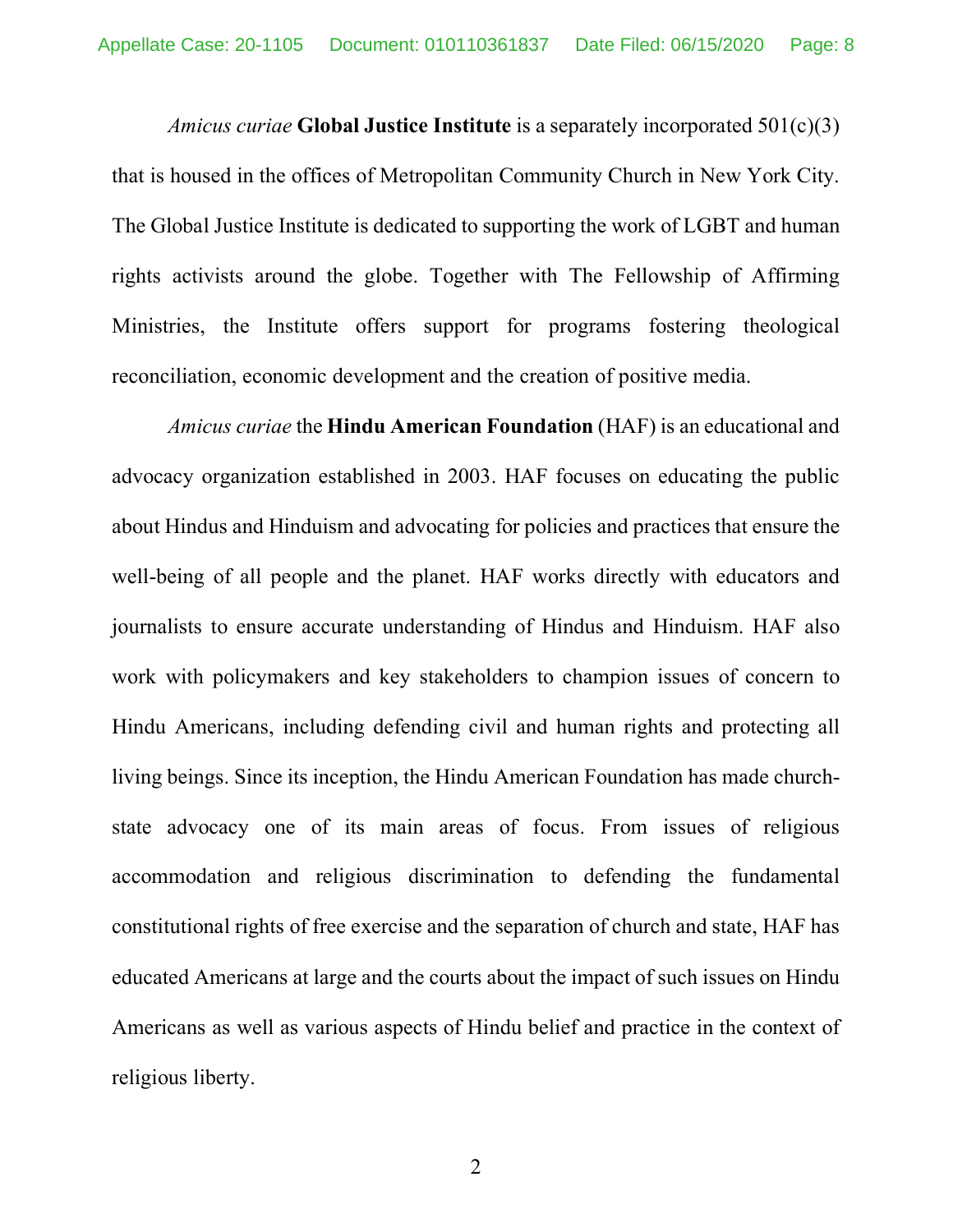*Amicus curiae* **Global Justice Institute** is a separately incorporated 501(c)(3) that is housed in the offices of Metropolitan Community Church in New York City. The Global Justice Institute is dedicated to supporting the work of LGBT and human rights activists around the globe. Together with The Fellowship of Affirming Ministries, the Institute offers support for programs fostering theological reconciliation, economic development and the creation of positive media.

*Amicus curiae* the **Hindu American Foundation** (HAF) is an educational and advocacy organization established in 2003. HAF focuses on educating the public about Hindus and Hinduism and advocating for policies and practices that ensure the well-being of all people and the planet. HAF works directly with educators and journalists to ensure accurate understanding of Hindus and Hinduism. HAF also work with policymakers and key stakeholders to champion issues of concern to Hindu Americans, including defending civil and human rights and protecting all living beings. Since its inception, the Hindu American Foundation has made church-state advocacy one of its main areas of focus. From issues of religious accommodation and religious discrimination to defending the fundamental constitutional rights of free exercise and the separation of church and state, HAF has educated Americans at large and the courts about the impact of such issues on Hindu Americans as well as various aspects of Hindu belief and practice in the context of religious liberty.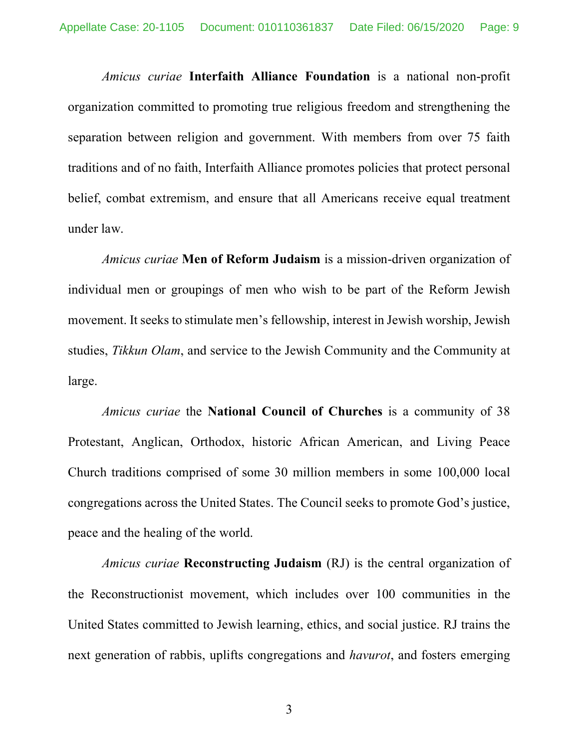*Amicus curiae* **Interfaith Alliance Foundation** is a national non-profit organization committed to promoting true religious freedom and strengthening the separation between religion and government. With members from over 75 faith traditions and of no faith, Interfaith Alliance promotes policies that protect personal belief, combat extremism, and ensure that all Americans receive equal treatment under law.

*Amicus curiae* **Men of Reform Judaism** is a mission-driven organization of individual men or groupings of men who wish to be part of the Reform Jewish movement. It seeks to stimulate men's fellowship, interest in Jewish worship, Jewish studies, *Tikkun Olam*, and service to the Jewish Community and the Community at large.

*Amicus curiae* the **National Council of Churches** is a community of 38 Protestant, Anglican, Orthodox, historic African American, and Living Peace Church traditions comprised of some 30 million members in some 100,000 local congregations across the United States. The Council seeks to promote God's justice, peace and the healing of the world.

*Amicus curiae* **Reconstructing Judaism** (RJ) is the central organization of the Reconstructionist movement, which includes over 100 communities in the United States committed to Jewish learning, ethics, and social justice. RJ trains the next generation of rabbis, uplifts congregations and *havurot*, and fosters emerging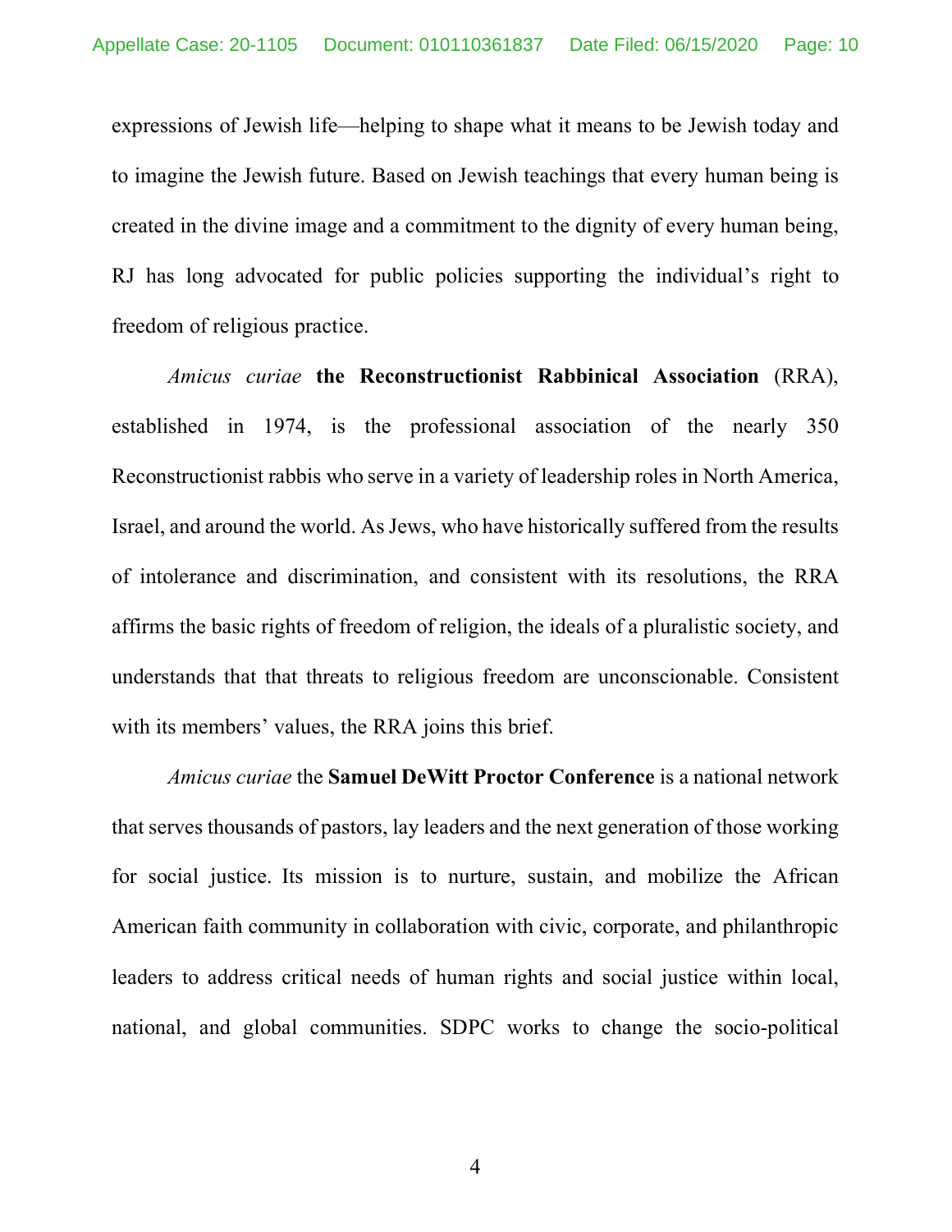expressions of Jewish life—helping to shape what it means to be Jewish today and to imagine the Jewish future. Based on Jewish teachings that every human being is created in the divine image and a commitment to the dignity of every human being, RJ has long advocated for public policies supporting the individual's right to freedom of religious practice.

*Amicus curiae* **the Reconstructionist Rabbinical Association** (RRA), established in 1974, is the professional association of the nearly 350 Reconstructionist rabbis who serve in a variety of leadership roles in North America, Israel, and around the world. As Jews, who have historically suffered from the results of intolerance and discrimination, and consistent with its resolutions, the RRA affirms the basic rights of freedom of religion, the ideals of a pluralistic society, and understands that that threats to religious freedom are unconscionable. Consistent with its members' values, the RRA joins this brief.

*Amicus curiae* the **Samuel DeWitt Proctor Conference** is a national network that serves thousands of pastors, lay leaders and the next generation of those working for social justice. Its mission is to nurture, sustain, and mobilize the African American faith community in collaboration with civic, corporate, and philanthropic leaders to address critical needs of human rights and social justice within local, national, and global communities. SDPC works to change the socio-political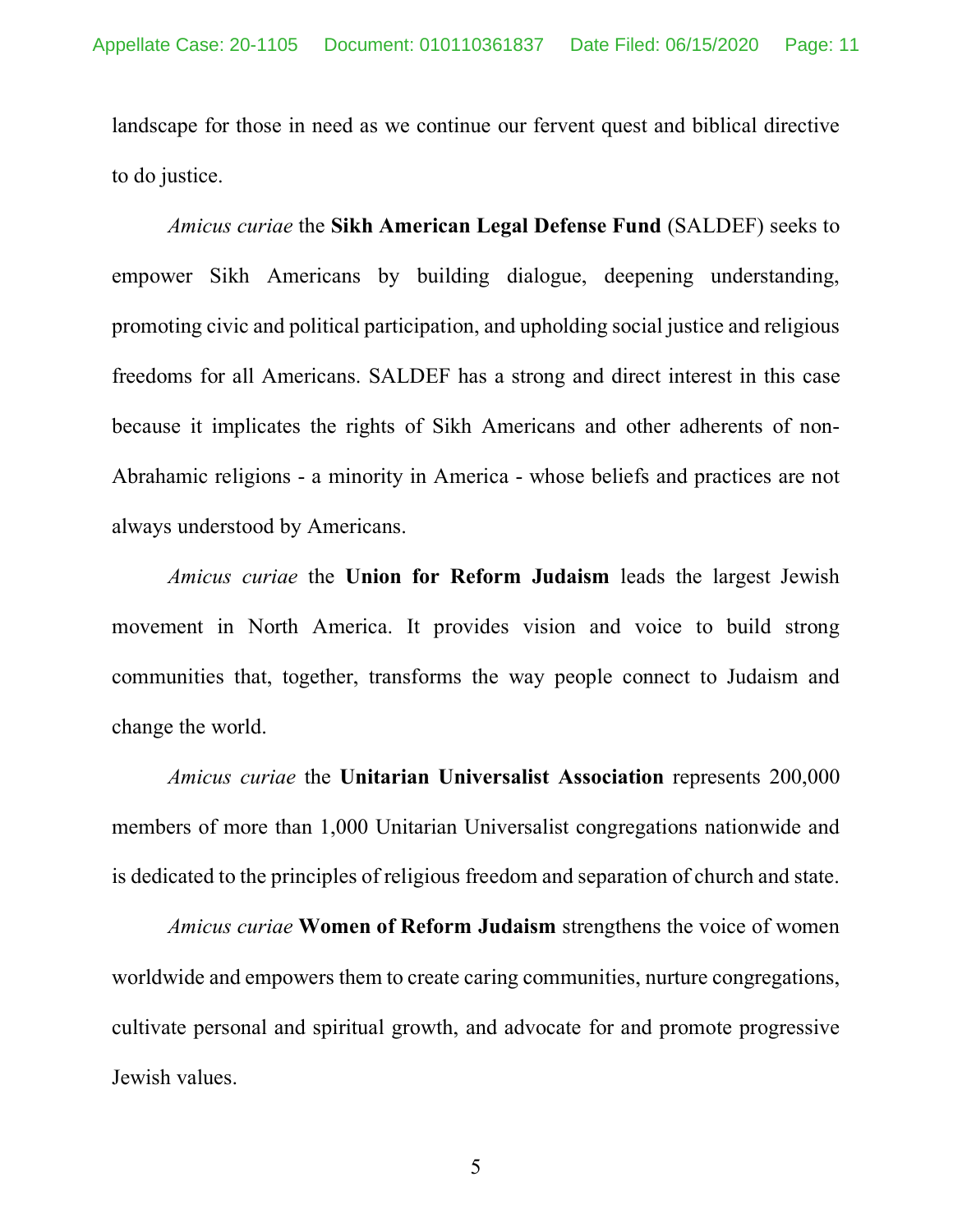landscape for those in need as we continue our fervent quest and biblical directive to do justice.

*Amicus curiae* the **Sikh American Legal Defense Fund** (SALDEF) seeks to empower Sikh Americans by building dialogue, deepening understanding, promoting civic and political participation, and upholding social justice and religious freedoms for all Americans. SALDEF has a strong and direct interest in this case because it implicates the rights of Sikh Americans and other adherents of non-Abrahamic religions - a minority in America - whose beliefs and practices are not always understood by Americans.

*Amicus curiae* the **Union for Reform Judaism** leads the largest Jewish movement in North America. It provides vision and voice to build strong communities that, together, transforms the way people connect to Judaism and change the world.

*Amicus curiae* the **Unitarian Universalist Association** represents 200,000 members of more than 1,000 Unitarian Universalist congregations nationwide and is dedicated to the principles of religious freedom and separation of church and state.

*Amicus curiae* **Women of Reform Judaism** strengthens the voice of women worldwide and empowers them to create caring communities, nurture congregations, cultivate personal and spiritual growth, and advocate for and promote progressive Jewish values.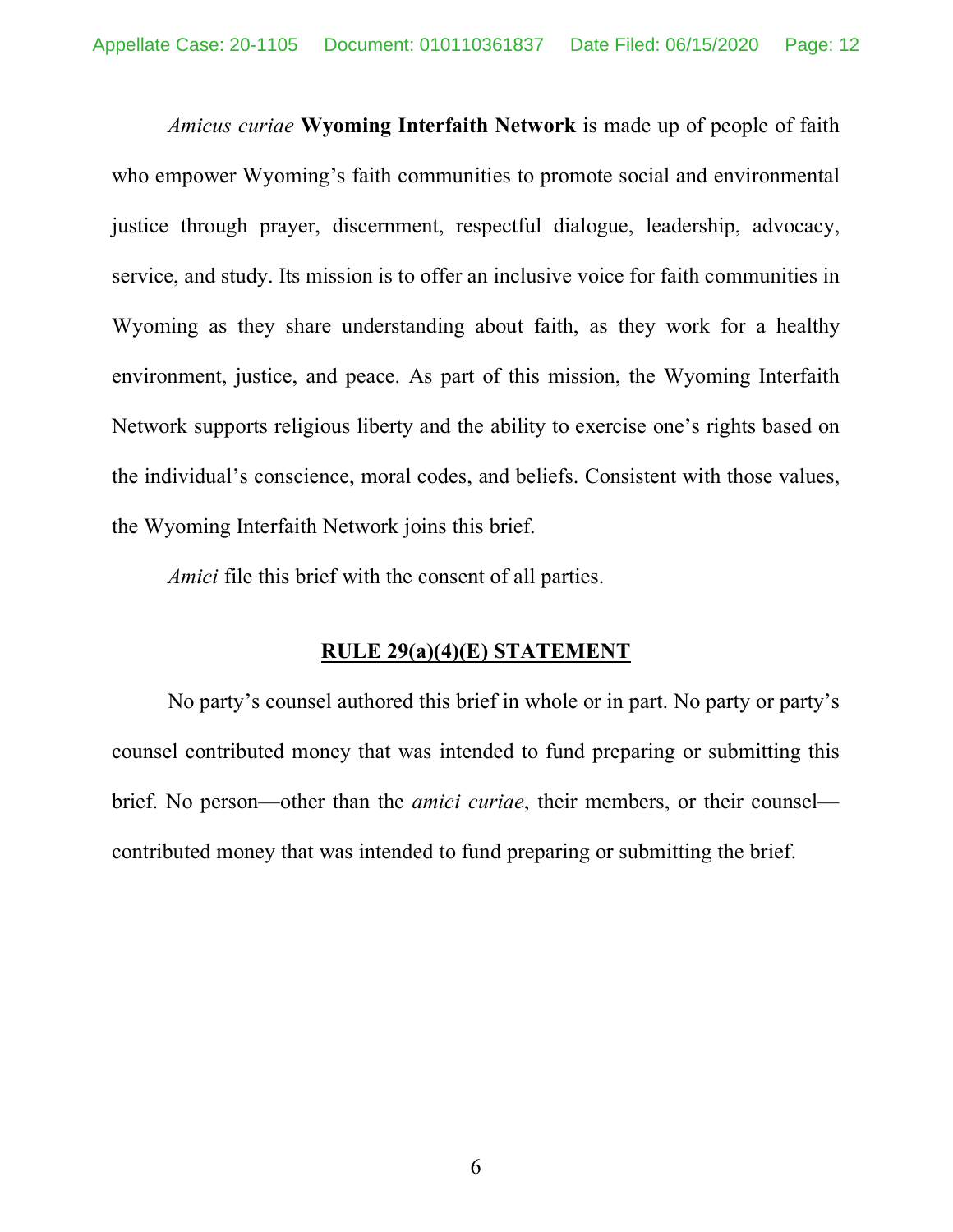*Amicus curiae* **Wyoming Interfaith Network** is made up of people of faith who empower Wyoming's faith communities to promote social and environmental justice through prayer, discernment, respectful dialogue, leadership, advocacy, service, and study. Its mission is to offer an inclusive voice for faith communities in Wyoming as they share understanding about faith, as they work for a healthy environment, justice, and peace. As part of this mission, the Wyoming Interfaith Network supports religious liberty and the ability to exercise one's rights based on the individual's conscience, moral codes, and beliefs. Consistent with those values, the Wyoming Interfaith Network joins this brief.

*Amici* file this brief with the consent of all parties.

## RULE 29(a)(4)(E) STATEMENT

No party's counsel authored this brief in whole or in part. No party or party's counsel contributed money that was intended to fund preparing or submitting this brief. No person—other than the *amici curiae*, their members, or their counsel—contributed money that was intended to fund preparing or submitting the brief.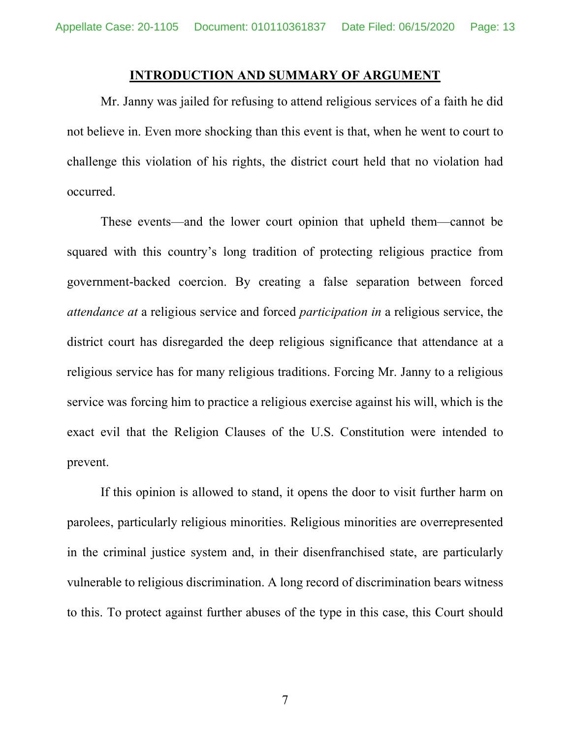## INTRODUCTION AND SUMMARY OF ARGUMENT

Mr. Janny was jailed for refusing to attend religious services of a faith he did not believe in. Even more shocking than this event is that, when he went to court to challenge this violation of his rights, the district court held that no violation had occurred.

These events—and the lower court opinion that upheld them—cannot be squared with this country's long tradition of protecting religious practice from government-backed coercion. By creating a false separation between forced *attendance at* a religious service and forced *participation in* a religious service, the district court has disregarded the deep religious significance that attendance at a religious service has for many religious traditions. Forcing Mr. Janny to a religious service was forcing him to practice a religious exercise against his will, which is the exact evil that the Religion Clauses of the U.S. Constitution were intended to prevent.

If this opinion is allowed to stand, it opens the door to visit further harm on parolees, particularly religious minorities. Religious minorities are overrepresented in the criminal justice system and, in their disenfranchised state, are particularly vulnerable to religious discrimination. A long record of discrimination bears witness to this. To protect against further abuses of the type in this case, this Court should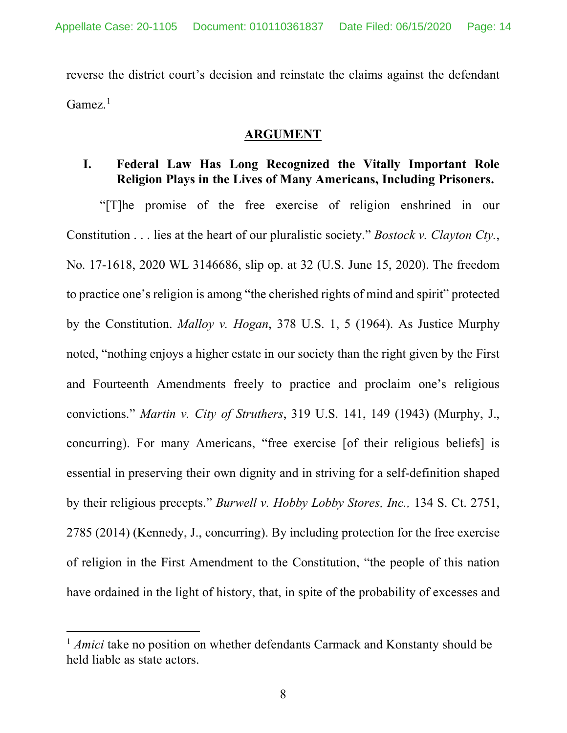reverse the district court's decision and reinstate the claims against the defendant Gamez.[1]

## ARGUMENT

### I. Federal Law Has Long Recognized the Vitally Important Role Religion Plays in the Lives of Many Americans, Including Prisoners.

"[T]he promise of the free exercise of religion enshrined in our Constitution . . . lies at the heart of our pluralistic society." *Bostock v. Clayton Cty.*, No. 17-1618, 2020 WL 3146686, slip op. at 32 (U.S. June 15, 2020). The freedom to practice one's religion is among "the cherished rights of mind and spirit" protected by the Constitution. *Malloy v. Hogan*, 378 U.S. 1, 5 (1964). As Justice Murphy noted, "nothing enjoys a higher estate in our society than the right given by the First and Fourteenth Amendments freely to practice and proclaim one's religious convictions." *Martin v. City of Struthers*, 319 U.S. 141, 149 (1943) (Murphy, J., concurring). For many Americans, "free exercise [of their religious beliefs] is essential in preserving their own dignity and in striving for a self-definition shaped by their religious precepts." *Burwell v. Hobby Lobby Stores, Inc.,* 134 S. Ct. 2751, 2785 (2014) (Kennedy, J., concurring). By including protection for the free exercise of religion in the First Amendment to the Constitution, "the people of this nation have ordained in the light of history, that, in spite of the probability of excesses and

[1] *Amici* take no position on whether defendants Carmack and Konstanty should be held liable as state actors.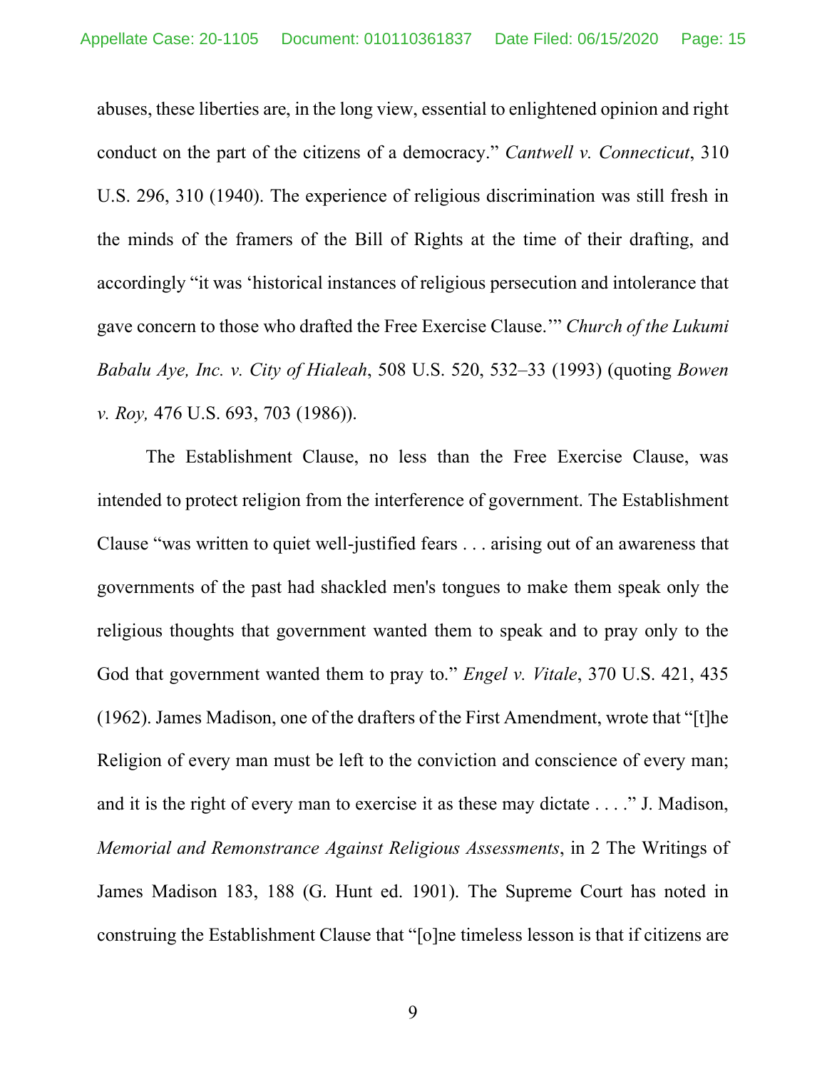abuses, these liberties are, in the long view, essential to enlightened opinion and right conduct on the part of the citizens of a democracy." *Cantwell v. Connecticut*, 310 U.S. 296, 310 (1940). The experience of religious discrimination was still fresh in the minds of the framers of the Bill of Rights at the time of their drafting, and accordingly "it was 'historical instances of religious persecution and intolerance that gave concern to those who drafted the Free Exercise Clause.'" *Church of the Lukumi Babalu Aye, Inc. v. City of Hialeah*, 508 U.S. 520, 532–33 (1993) (quoting *Bowen v. Roy,* 476 U.S. 693, 703 (1986)).

The Establishment Clause, no less than the Free Exercise Clause, was intended to protect religion from the interference of government. The Establishment Clause "was written to quiet well-justified fears . . . arising out of an awareness that governments of the past had shackled men's tongues to make them speak only the religious thoughts that government wanted them to speak and to pray only to the God that government wanted them to pray to." *Engel v. Vitale*, 370 U.S. 421, 435 (1962). James Madison, one of the drafters of the First Amendment, wrote that "[t]he Religion of every man must be left to the conviction and conscience of every man; and it is the right of every man to exercise it as these may dictate . . . ." J. Madison, *Memorial and Remonstrance Against Religious Assessments*, in 2 The Writings of James Madison 183, 188 (G. Hunt ed. 1901). The Supreme Court has noted in construing the Establishment Clause that "[o]ne timeless lesson is that if citizens are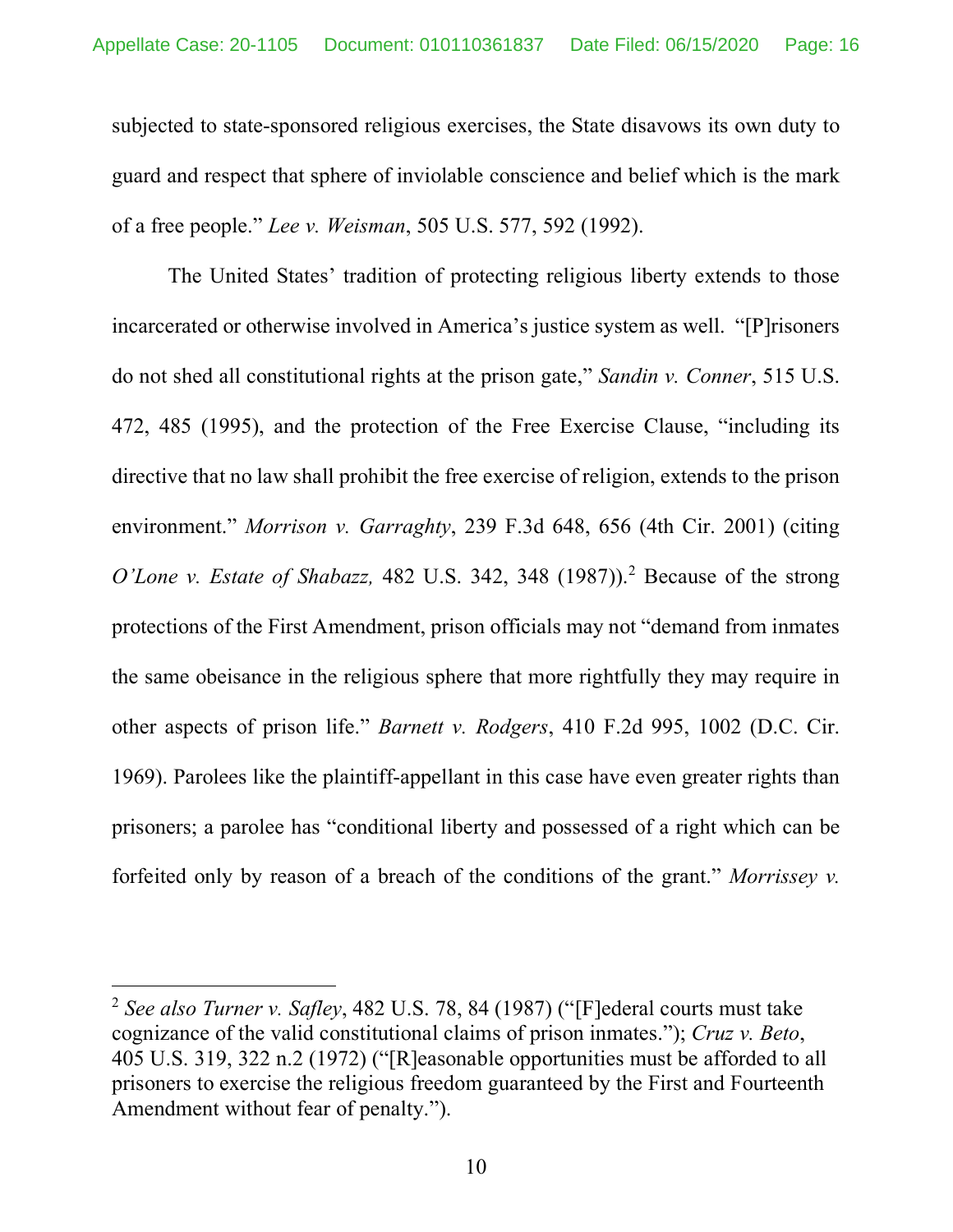subjected to state-sponsored religious exercises, the State disavows its own duty to guard and respect that sphere of inviolable conscience and belief which is the mark of a free people." *Lee v. Weisman*, 505 U.S. 577, 592 (1992).

The United States' tradition of protecting religious liberty extends to those incarcerated or otherwise involved in America's justice system as well. "[P]risoners do not shed all constitutional rights at the prison gate," *Sandin v. Conner*, 515 U.S. 472, 485 (1995), and the protection of the Free Exercise Clause, "including its directive that no law shall prohibit the free exercise of religion, extends to the prison environment." *Morrison v. Garraghty*, 239 F.3d 648, 656 (4th Cir. 2001) (citing *O'Lone v. Estate of Shabazz,* 482 U.S. 342, 348 (1987)).[2] Because of the strong protections of the First Amendment, prison officials may not "demand from inmates the same obeisance in the religious sphere that more rightfully they may require in other aspects of prison life." *Barnett v. Rodgers*, 410 F.2d 995, 1002 (D.C. Cir. 1969). Parolees like the plaintiff-appellant in this case have even greater rights than prisoners; a parolee has "conditional liberty and possessed of a right which can be forfeited only by reason of a breach of the conditions of the grant." *Morrissey v.*

---

[2] *See also Turner v. Safley*, 482 U.S. 78, 84 (1987) ("[F]ederal courts must take cognizance of the valid constitutional claims of prison inmates."); *Cruz v. Beto*, 405 U.S. 319, 322 n.2 (1972) ("[R]easonable opportunities must be afforded to all prisoners to exercise the religious freedom guaranteed by the First and Fourteenth Amendment without fear of penalty.").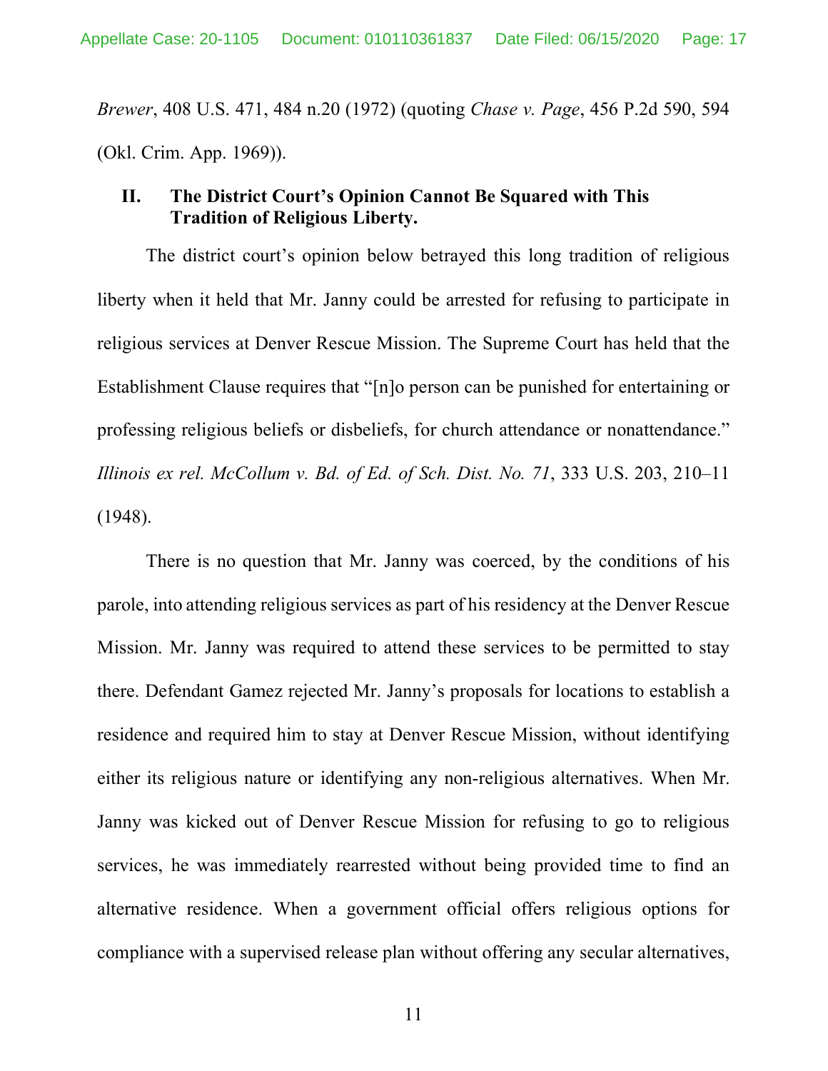*Brewer*, 408 U.S. 471, 484 n.20 (1972) (quoting *Chase v. Page*, 456 P.2d 590, 594 (Okl. Crim. App. 1969)).

## II. The District Court's Opinion Cannot Be Squared with This Tradition of Religious Liberty.

The district court's opinion below betrayed this long tradition of religious liberty when it held that Mr. Janny could be arrested for refusing to participate in religious services at Denver Rescue Mission. The Supreme Court has held that the Establishment Clause requires that "[n]o person can be punished for entertaining or professing religious beliefs or disbeliefs, for church attendance or nonattendance." *Illinois ex rel. McCollum v. Bd. of Ed. of Sch. Dist. No. 71*, 333 U.S. 203, 210–11 (1948).

There is no question that Mr. Janny was coerced, by the conditions of his parole, into attending religious services as part of his residency at the Denver Rescue Mission. Mr. Janny was required to attend these services to be permitted to stay there. Defendant Gamez rejected Mr. Janny's proposals for locations to establish a residence and required him to stay at Denver Rescue Mission, without identifying either its religious nature or identifying any non-religious alternatives. When Mr. Janny was kicked out of Denver Rescue Mission for refusing to go to religious services, he was immediately rearrested without being provided time to find an alternative residence. When a government official offers religious options for compliance with a supervised release plan without offering any secular alternatives,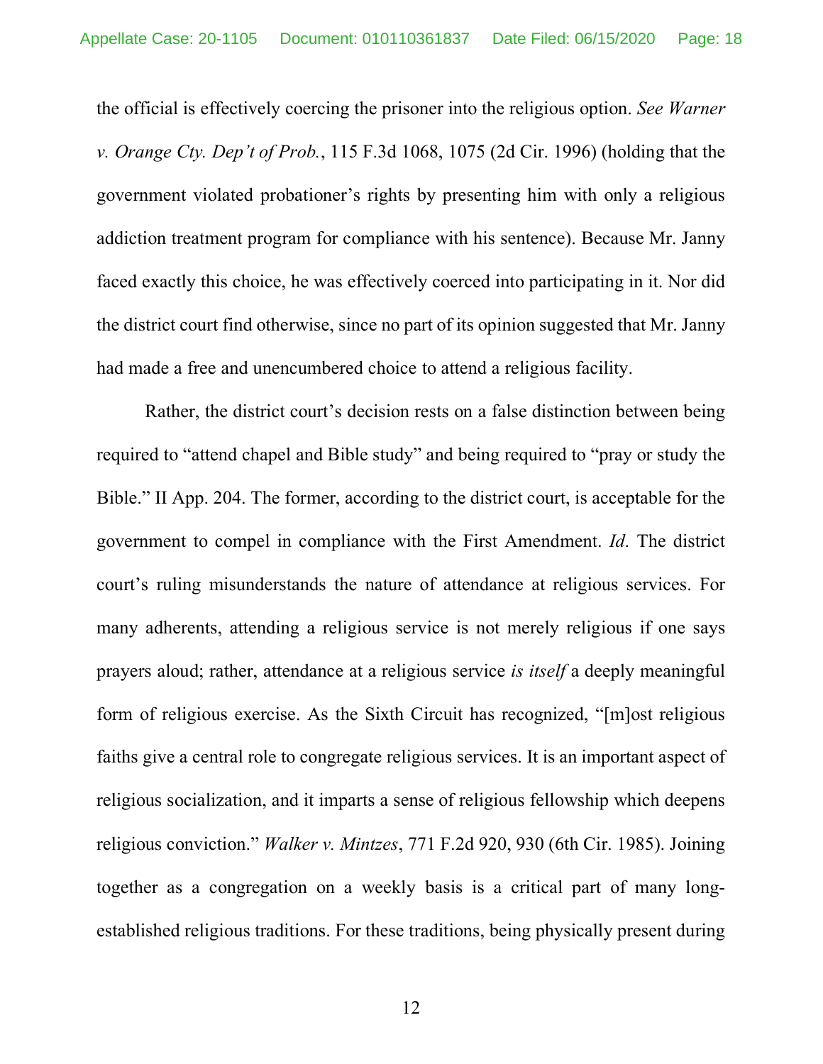the official is effectively coercing the prisoner into the religious option. *See Warner v. Orange Cty. Dep't of Prob.*, 115 F.3d 1068, 1075 (2d Cir. 1996) (holding that the government violated probationer's rights by presenting him with only a religious addiction treatment program for compliance with his sentence). Because Mr. Janny faced exactly this choice, he was effectively coerced into participating in it. Nor did the district court find otherwise, since no part of its opinion suggested that Mr. Janny had made a free and unencumbered choice to attend a religious facility.

Rather, the district court's decision rests on a false distinction between being required to "attend chapel and Bible study" and being required to "pray or study the Bible." II App. 204. The former, according to the district court, is acceptable for the government to compel in compliance with the First Amendment. *Id*. The district court's ruling misunderstands the nature of attendance at religious services. For many adherents, attending a religious service is not merely religious if one says prayers aloud; rather, attendance at a religious service *is itself* a deeply meaningful form of religious exercise. As the Sixth Circuit has recognized, "[m]ost religious faiths give a central role to congregate religious services. It is an important aspect of religious socialization, and it imparts a sense of religious fellowship which deepens religious conviction." *Walker v. Mintzes*, 771 F.2d 920, 930 (6th Cir. 1985). Joining together as a congregation on a weekly basis is a critical part of many long-established religious traditions. For these traditions, being physically present during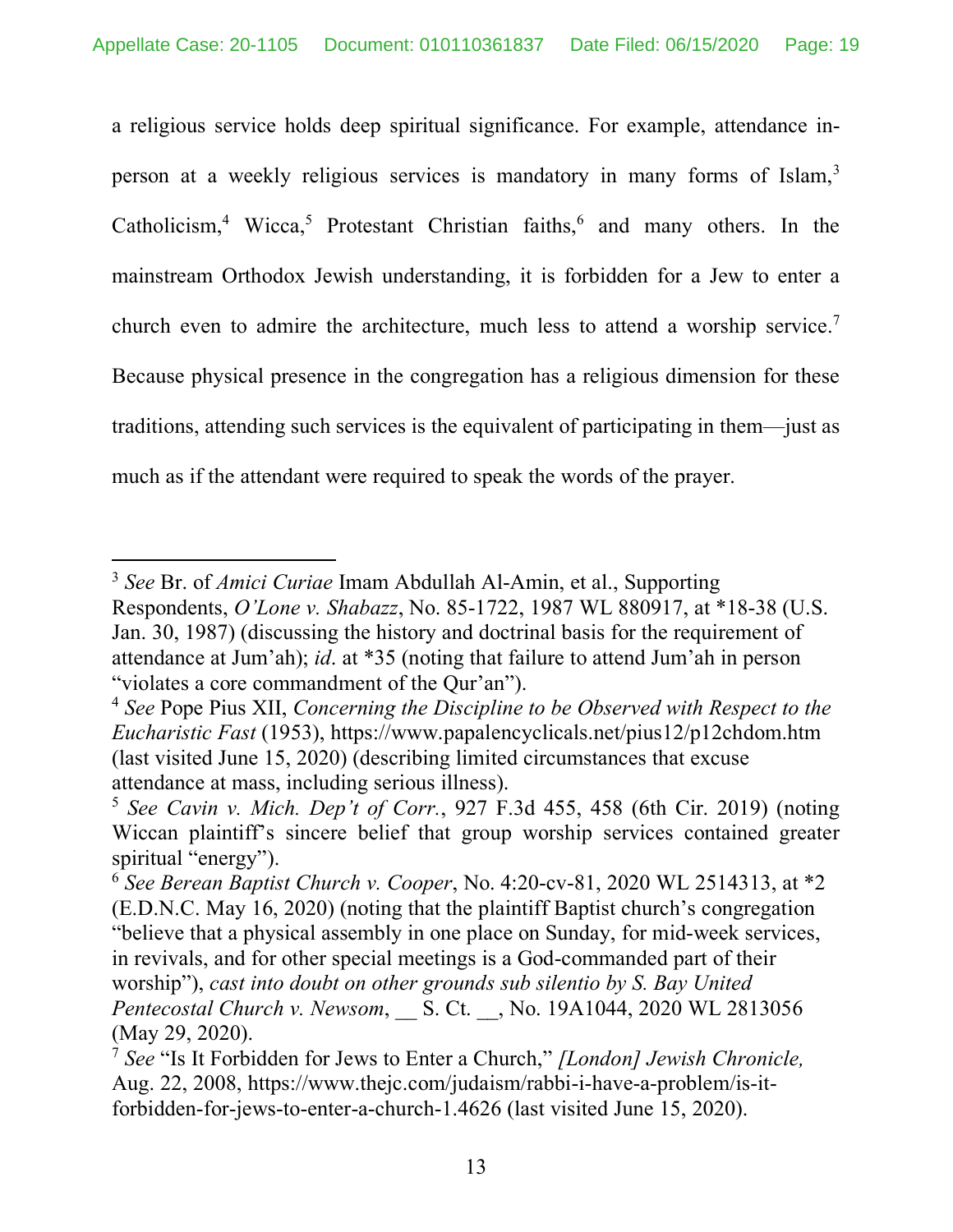a religious service holds deep spiritual significance. For example, attendance in-person at a weekly religious services is mandatory in many forms of Islam,[3] Catholicism,[4] Wicca,[5] Protestant Christian faiths,[6] and many others. In the mainstream Orthodox Jewish understanding, it is forbidden for a Jew to enter a church even to admire the architecture, much less to attend a worship service.[7] Because physical presence in the congregation has a religious dimension for these traditions, attending such services is the equivalent of participating in them—just as much as if the attendant were required to speak the words of the prayer.

---

[3] *See* Br. of *Amici Curiae* Imam Abdullah Al-Amin, et al., Supporting Respondents, *O'Lone v. Shabazz*, No. 85-1722, 1987 WL 880917, at *18-38 (U.S. Jan. 30, 1987) (discussing the history and doctrinal basis for the requirement of attendance at Jum'ah); *id.* at *35 (noting that failure to attend Jum'ah in person "violates a core commandment of the Qur'an").

[4] *See* Pope Pius XII, *Concerning the Discipline to be Observed with Respect to the Eucharistic Fast* (1953), https://www.papalencyclicals.net/pius12/p12chdom.htm (last visited June 15, 2020) (describing limited circumstances that excuse attendance at mass, including serious illness).

[5] *See Cavin v. Mich. Dep't of Corr.*, 927 F.3d 455, 458 (6th Cir. 2019) (noting Wiccan plaintiff's sincere belief that group worship services contained greater spiritual "energy").

[6] *See Berean Baptist Church v. Cooper*, No. 4:20-cv-81, 2020 WL 2514313, at *2 (E.D.N.C. May 16, 2020) (noting that the plaintiff Baptist church's congregation "believe that a physical assembly in one place on Sunday, for mid-week services, in revivals, and for other special meetings is a God-commanded part of their worship"), *cast into doubt on other grounds sub silentio by S. Bay United Pentecostal Church v. Newsom*, __ S. Ct. __, No. 19A1044, 2020 WL 2813056 (May 29, 2020).

[7] *See* "Is It Forbidden for Jews to Enter a Church," *[London] Jewish Chronicle,* Aug. 22, 2008, https://www.thejc.com/judaism/rabbi-i-have-a-problem/is-it-forbidden-for-jews-to-enter-a-church-1.4626 (last visited June 15, 2020).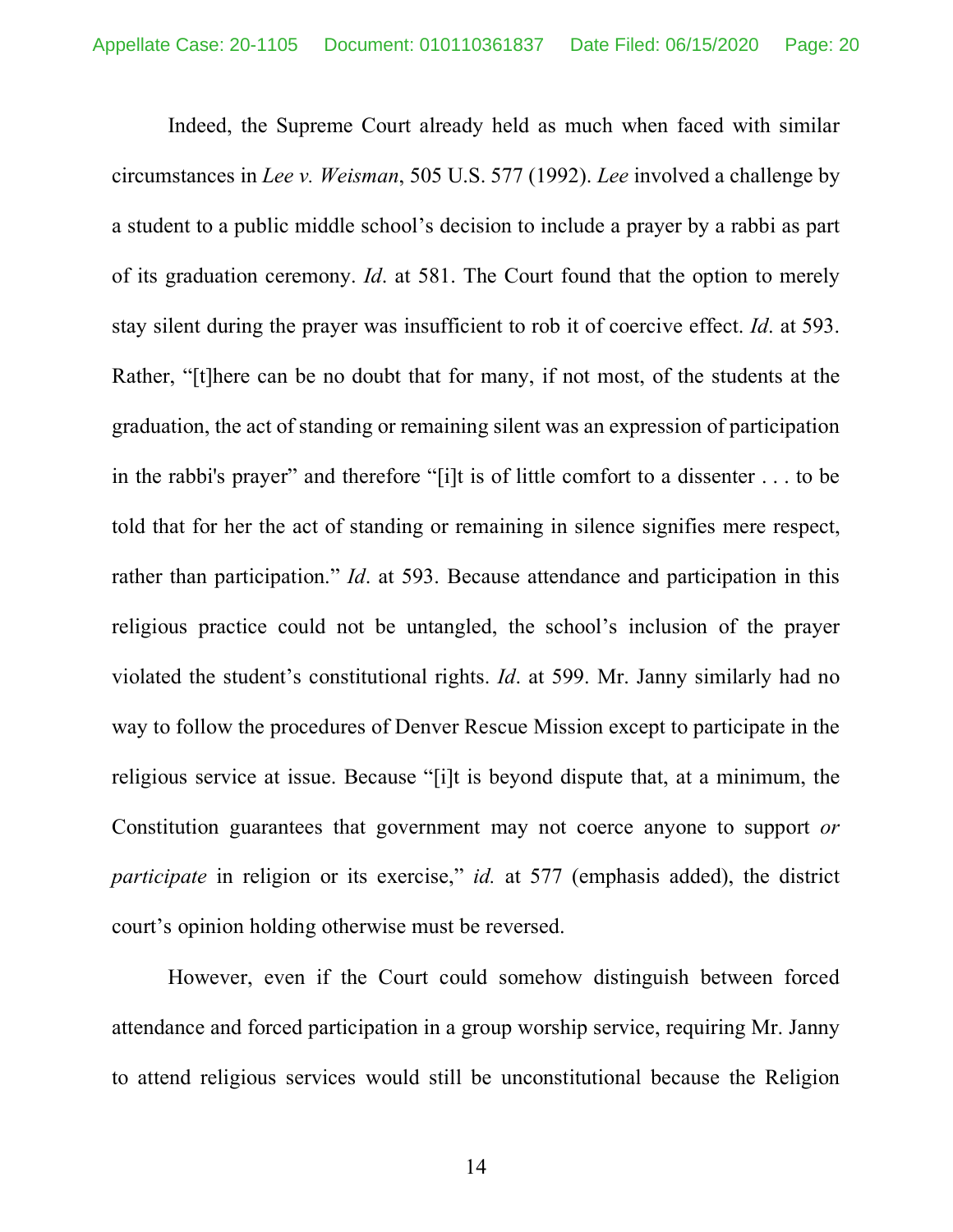Indeed, the Supreme Court already held as much when faced with similar circumstances in *Lee v. Weisman*, 505 U.S. 577 (1992). *Lee* involved a challenge by a student to a public middle school's decision to include a prayer by a rabbi as part of its graduation ceremony. *Id*. at 581. The Court found that the option to merely stay silent during the prayer was insufficient to rob it of coercive effect. *Id*. at 593. Rather, "[t]here can be no doubt that for many, if not most, of the students at the graduation, the act of standing or remaining silent was an expression of participation in the rabbi's prayer" and therefore "[i]t is of little comfort to a dissenter . . . to be told that for her the act of standing or remaining in silence signifies mere respect, rather than participation." *Id*. at 593. Because attendance and participation in this religious practice could not be untangled, the school's inclusion of the prayer violated the student's constitutional rights. *Id*. at 599. Mr. Janny similarly had no way to follow the procedures of Denver Rescue Mission except to participate in the religious service at issue. Because "[i]t is beyond dispute that, at a minimum, the Constitution guarantees that government may not coerce anyone to support *or participate* in religion or its exercise," *id.* at 577 (emphasis added), the district court's opinion holding otherwise must be reversed.

However, even if the Court could somehow distinguish between forced attendance and forced participation in a group worship service, requiring Mr. Janny to attend religious services would still be unconstitutional because the Religion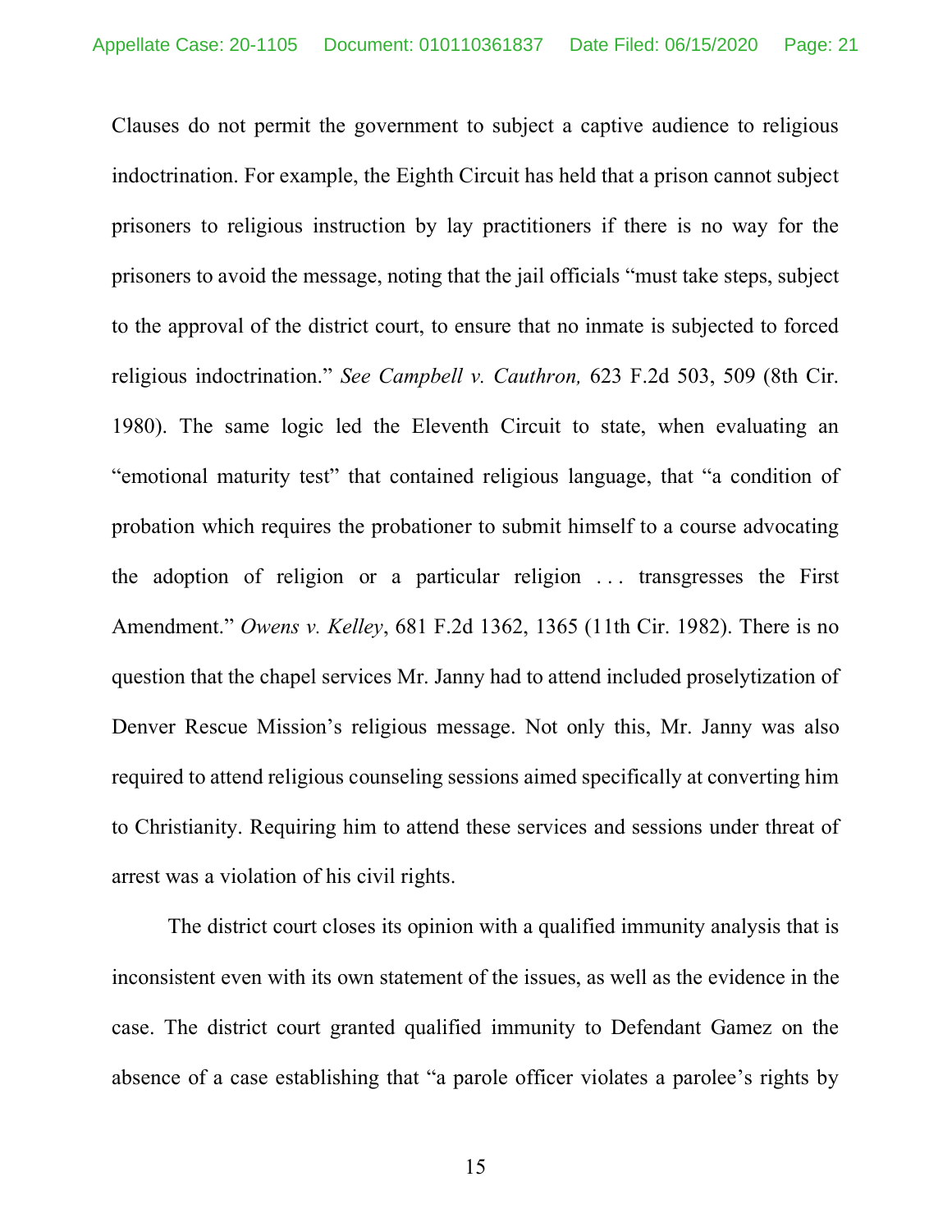Clauses do not permit the government to subject a captive audience to religious indoctrination. For example, the Eighth Circuit has held that a prison cannot subject prisoners to religious instruction by lay practitioners if there is no way for the prisoners to avoid the message, noting that the jail officials "must take steps, subject to the approval of the district court, to ensure that no inmate is subjected to forced religious indoctrination." *See Campbell v. Cauthron,* 623 F.2d 503, 509 (8th Cir. 1980). The same logic led the Eleventh Circuit to state, when evaluating an "emotional maturity test" that contained religious language, that "a condition of probation which requires the probationer to submit himself to a course advocating the adoption of religion or a particular religion . . . transgresses the First Amendment." *Owens v. Kelley*, 681 F.2d 1362, 1365 (11th Cir. 1982). There is no question that the chapel services Mr. Janny had to attend included proselytization of Denver Rescue Mission's religious message. Not only this, Mr. Janny was also required to attend religious counseling sessions aimed specifically at converting him to Christianity. Requiring him to attend these services and sessions under threat of arrest was a violation of his civil rights.

The district court closes its opinion with a qualified immunity analysis that is inconsistent even with its own statement of the issues, as well as the evidence in the case. The district court granted qualified immunity to Defendant Gamez on the absence of a case establishing that "a parole officer violates a parolee's rights by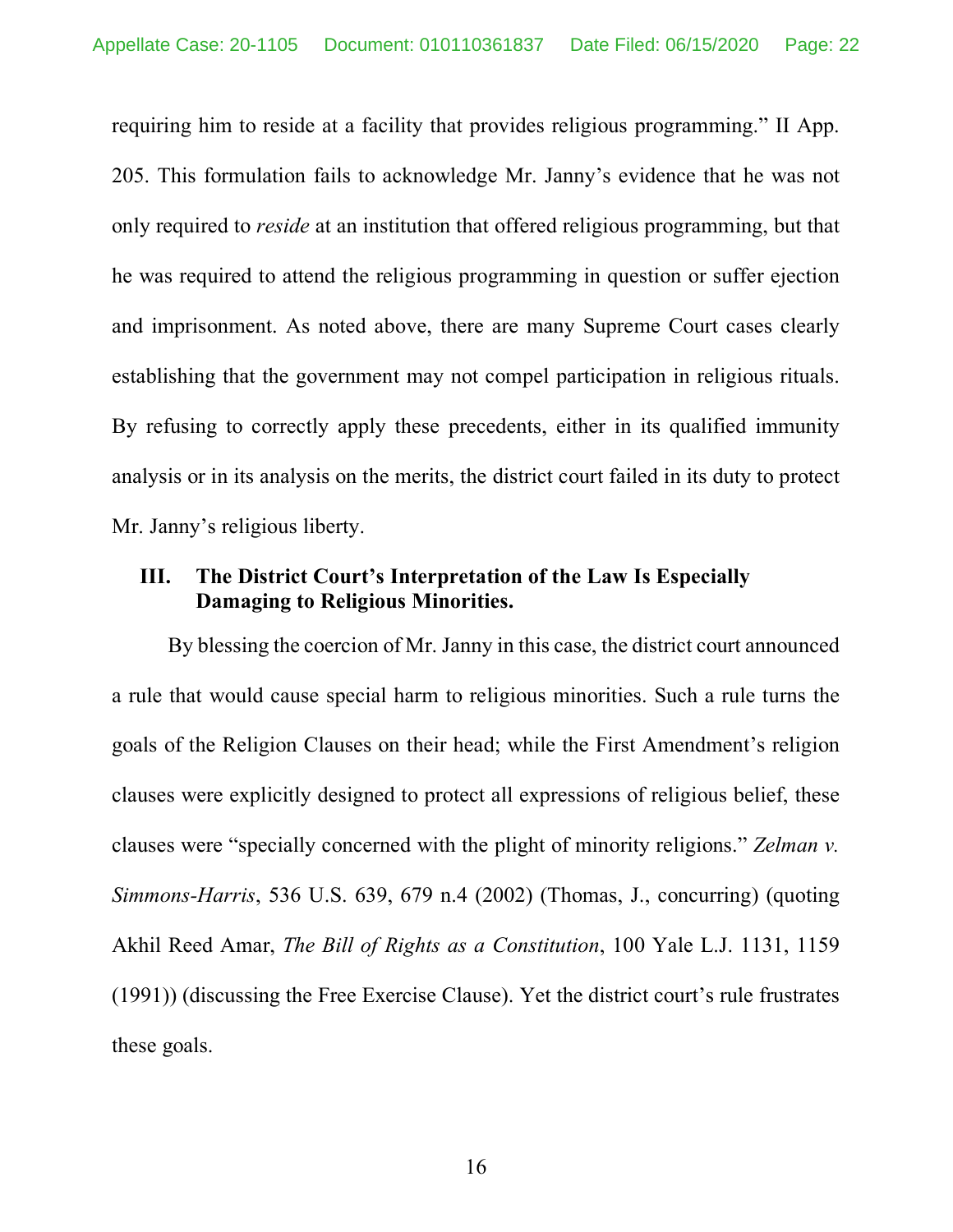requiring him to reside at a facility that provides religious programming." II App. 205. This formulation fails to acknowledge Mr. Janny's evidence that he was not only required to *reside* at an institution that offered religious programming, but that he was required to attend the religious programming in question or suffer ejection and imprisonment. As noted above, there are many Supreme Court cases clearly establishing that the government may not compel participation in religious rituals. By refusing to correctly apply these precedents, either in its qualified immunity analysis or in its analysis on the merits, the district court failed in its duty to protect Mr. Janny's religious liberty.

## III. The District Court's Interpretation of the Law Is Especially Damaging to Religious Minorities.

By blessing the coercion of Mr. Janny in this case, the district court announced a rule that would cause special harm to religious minorities. Such a rule turns the goals of the Religion Clauses on their head; while the First Amendment's religion clauses were explicitly designed to protect all expressions of religious belief, these clauses were "specially concerned with the plight of minority religions." *Zelman v. Simmons-Harris*, 536 U.S. 639, 679 n.4 (2002) (Thomas, J., concurring) (quoting Akhil Reed Amar, *The Bill of Rights as a Constitution*, 100 Yale L.J. 1131, 1159 (1991)) (discussing the Free Exercise Clause). Yet the district court's rule frustrates these goals.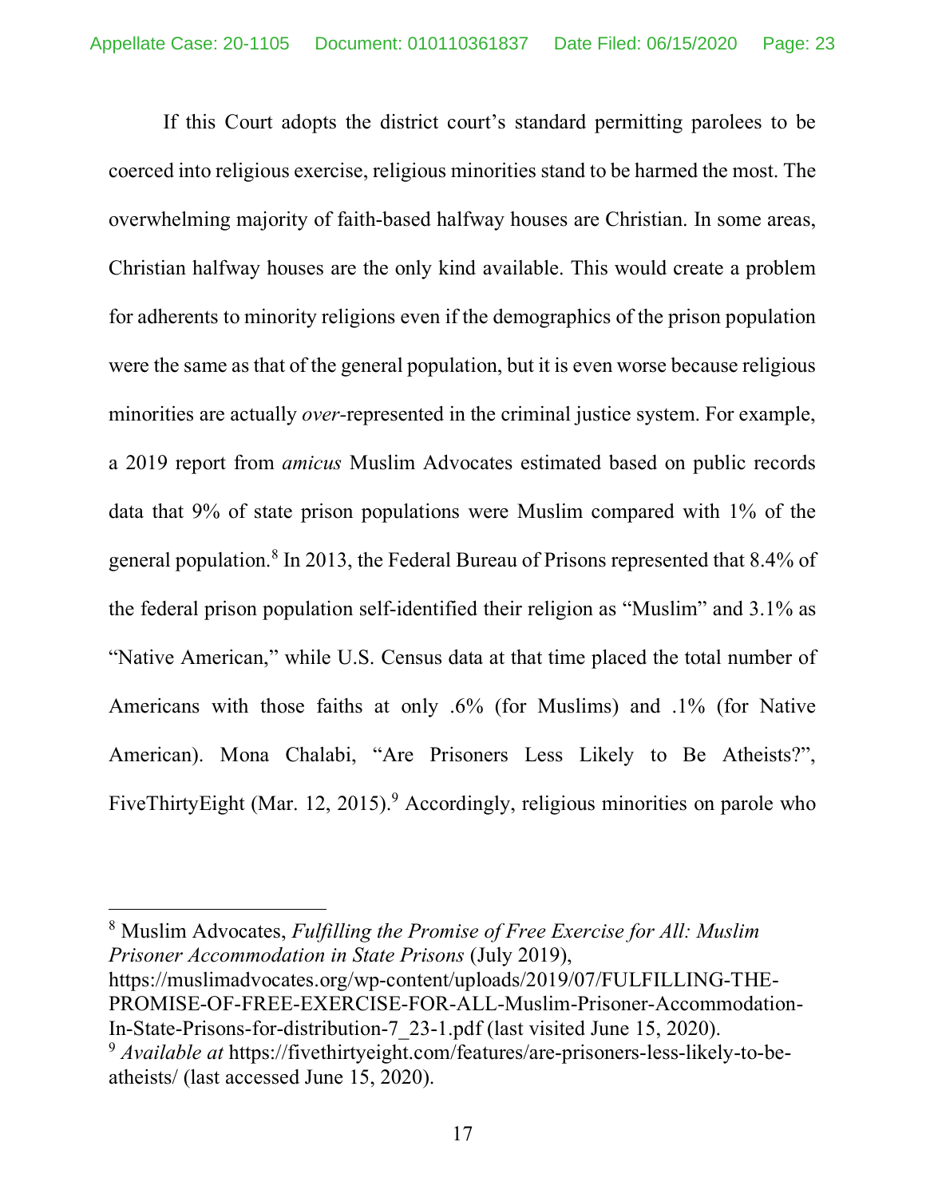If this Court adopts the district court's standard permitting parolees to be coerced into religious exercise, religious minorities stand to be harmed the most. The overwhelming majority of faith-based halfway houses are Christian. In some areas, Christian halfway houses are the only kind available. This would create a problem for adherents to minority religions even if the demographics of the prison population were the same as that of the general population, but it is even worse because religious minorities are actually *over*-represented in the criminal justice system. For example, a 2019 report from *amicus* Muslim Advocates estimated based on public records data that 9% of state prison populations were Muslim compared with 1% of the general population.[8] In 2013, the Federal Bureau of Prisons represented that 8.4% of the federal prison population self-identified their religion as "Muslim" and 3.1% as "Native American," while U.S. Census data at that time placed the total number of Americans with those faiths at only .6% (for Muslims) and .1% (for Native American). Mona Chalabi, "Are Prisoners Less Likely to Be Atheists?", FiveThirtyEight (Mar. 12, 2015).[9] Accordingly, religious minorities on parole who

---

[8] Muslim Advocates, *Fulfilling the Promise of Free Exercise for All: Muslim Prisoner Accommodation in State Prisons* (July 2019), https://muslimadvocates.org/wp-content/uploads/2019/07/FULFILLING-THE-PROMISE-OF-FREE-EXERCISE-FOR-ALL-Muslim-Prisoner-Accommodation-In-State-Prisons-for-distribution-7_23-1.pdf (last visited June 15, 2020).

[9] *Available at* https://fivethirtyeight.com/features/are-prisoners-less-likely-to-be-atheists/ (last accessed June 15, 2020).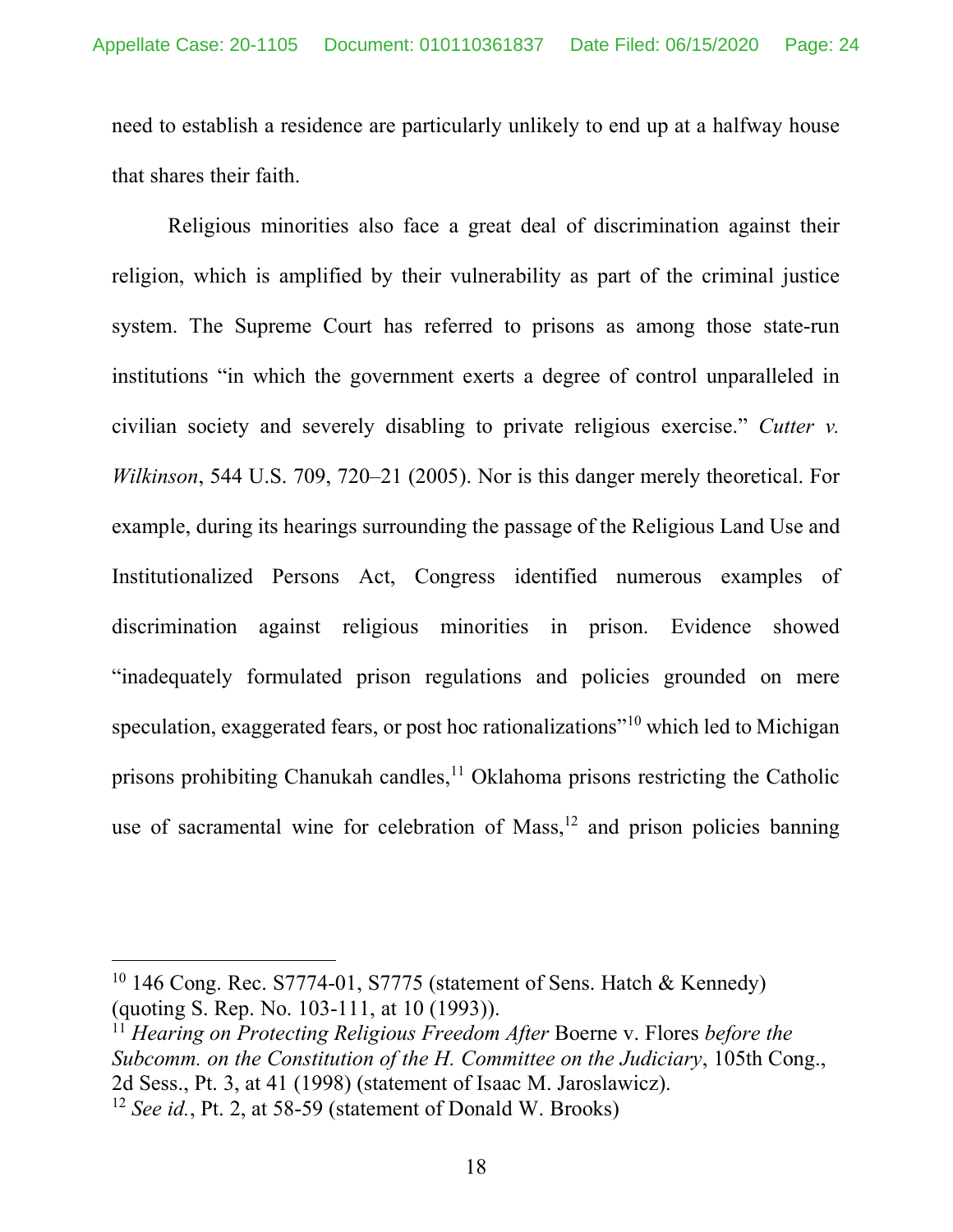need to establish a residence are particularly unlikely to end up at a halfway house that shares their faith.

Religious minorities also face a great deal of discrimination against their religion, which is amplified by their vulnerability as part of the criminal justice system. The Supreme Court has referred to prisons as among those state-run institutions "in which the government exerts a degree of control unparalleled in civilian society and severely disabling to private religious exercise." *Cutter v. Wilkinson*, 544 U.S. 709, 720–21 (2005). Nor is this danger merely theoretical. For example, during its hearings surrounding the passage of the Religious Land Use and Institutionalized Persons Act, Congress identified numerous examples of discrimination against religious minorities in prison. Evidence showed "inadequately formulated prison regulations and policies grounded on mere speculation, exaggerated fears, or post hoc rationalizations"[10] which led to Michigan prisons prohibiting Chanukah candles,[11] Oklahoma prisons restricting the Catholic use of sacramental wine for celebration of Mass,[12] and prison policies banning

---

[10] 146 Cong. Rec. S7774-01, S7775 (statement of Sens. Hatch & Kennedy) (quoting S. Rep. No. 103-111, at 10 (1993)).

[11] *Hearing on Protecting Religious Freedom After* Boerne v. Flores *before the Subcomm. on the Constitution of the H. Committee on the Judiciary*, 105th Cong., 2d Sess., Pt. 3, at 41 (1998) (statement of Isaac M. Jaroslawicz).

[12] *See id.*, Pt. 2, at 58-59 (statement of Donald W. Brooks)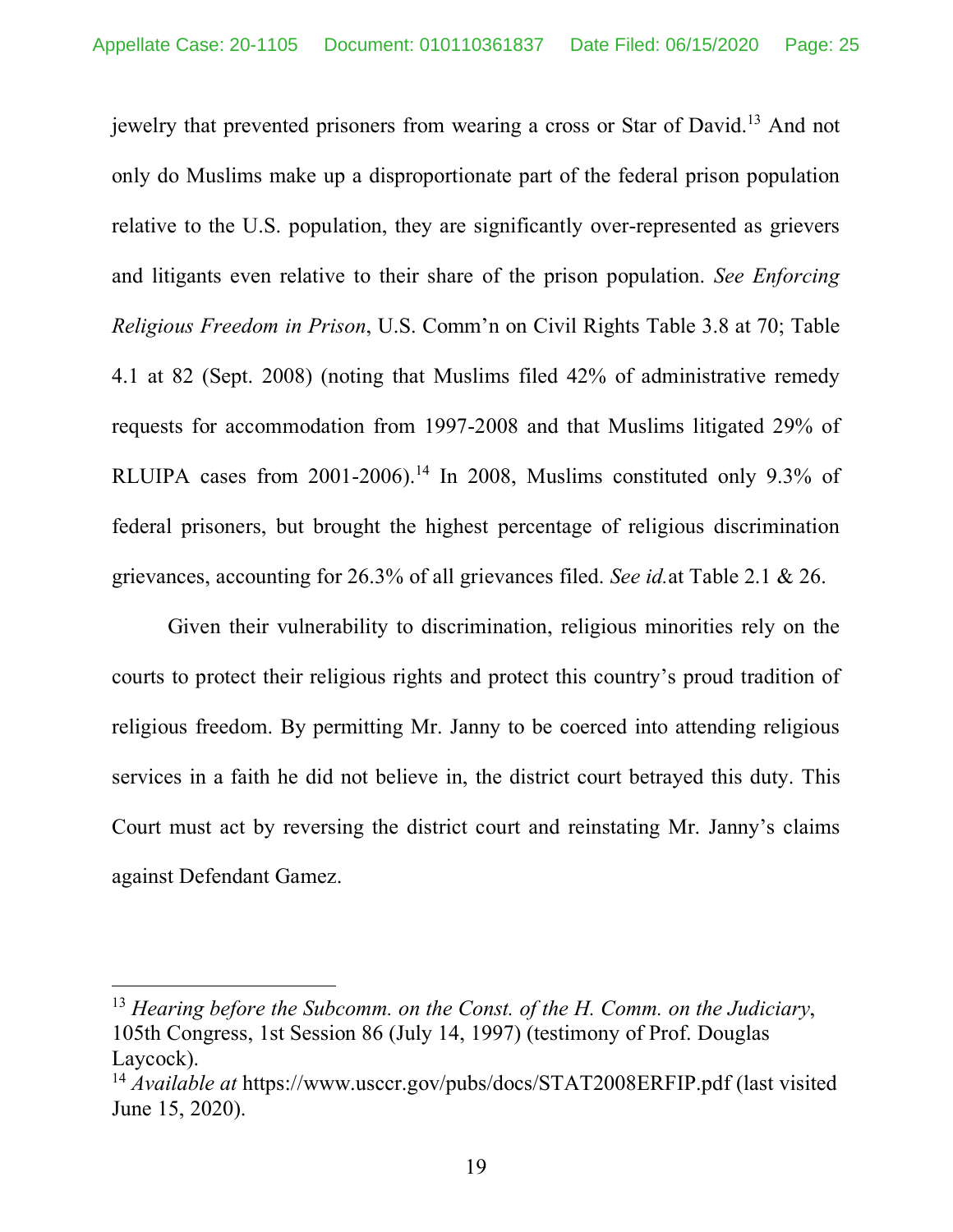jewelry that prevented prisoners from wearing a cross or Star of David.[13] And not only do Muslims make up a disproportionate part of the federal prison population relative to the U.S. population, they are significantly over-represented as grievers and litigants even relative to their share of the prison population. *See Enforcing Religious Freedom in Prison*, U.S. Comm'n on Civil Rights Table 3.8 at 70; Table 4.1 at 82 (Sept. 2008) (noting that Muslims filed 42% of administrative remedy requests for accommodation from 1997-2008 and that Muslims litigated 29% of RLUIPA cases from 2001-2006).[14] In 2008, Muslims constituted only 9.3% of federal prisoners, but brought the highest percentage of religious discrimination grievances, accounting for 26.3% of all grievances filed. *See id.*at Table 2.1 & 26.

Given their vulnerability to discrimination, religious minorities rely on the courts to protect their religious rights and protect this country's proud tradition of religious freedom. By permitting Mr. Janny to be coerced into attending religious services in a faith he did not believe in, the district court betrayed this duty. This Court must act by reversing the district court and reinstating Mr. Janny's claims against Defendant Gamez.

---

[13] *Hearing before the Subcomm. on the Const. of the H. Comm. on the Judiciary*, 105th Congress, 1st Session 86 (July 14, 1997) (testimony of Prof. Douglas Laycock).

[14] *Available at* https://www.usccr.gov/pubs/docs/STAT2008ERFIP.pdf (last visited June 15, 2020).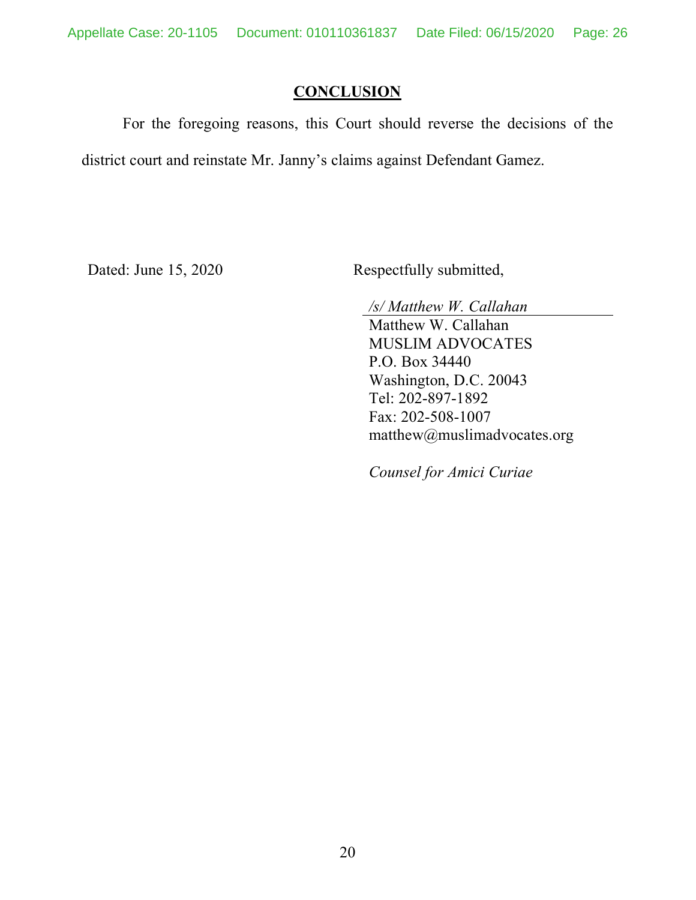## CONCLUSION

For the foregoing reasons, this Court should reverse the decisions of the district court and reinstate Mr. Janny's claims against Defendant Gamez.

Dated: June 15, 2020

Respectfully submitted,

*/s/ Matthew W. Callahan*
Matthew W. Callahan
MUSLIM ADVOCATES
P.O. Box 34440
Washington, D.C. 20043
Tel: 202-897-1892
Fax: 202-508-1007
matthew@muslimadvocates.org

*Counsel for Amici Curiae*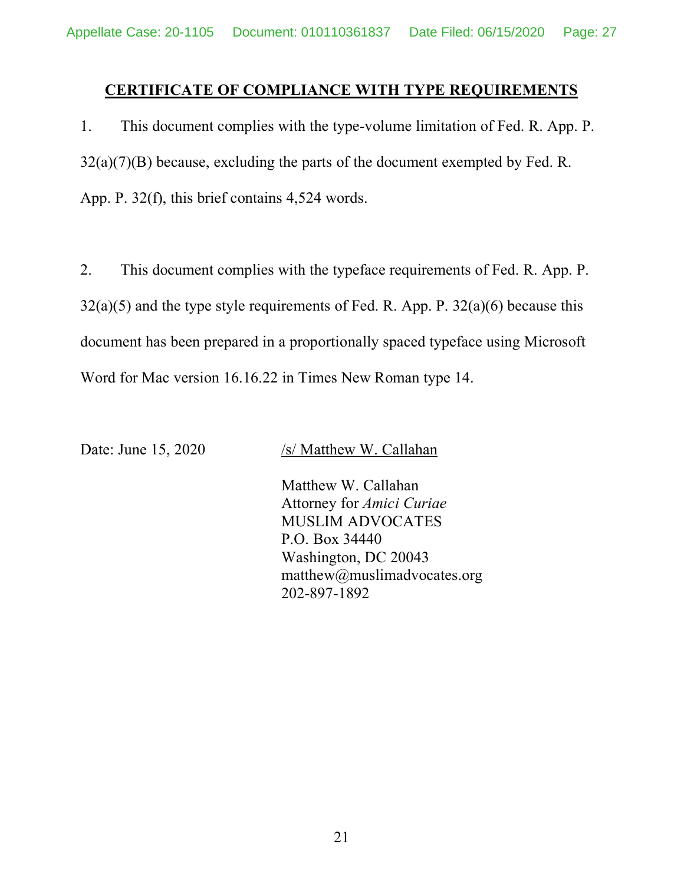## CERTIFICATE OF COMPLIANCE WITH TYPE REQUIREMENTS

1. This document complies with the type-volume limitation of Fed. R. App. P. 32(a)(7)(B) because, excluding the parts of the document exempted by Fed. R. App. P. 32(f), this brief contains 4,524 words.

2. This document complies with the typeface requirements of Fed. R. App. P. 32(a)(5) and the type style requirements of Fed. R. App. P. 32(a)(6) because this document has been prepared in a proportionally spaced typeface using Microsoft Word for Mac version 16.16.22 in Times New Roman type 14.

Date: June 15, 2020

/s/ Matthew W. Callahan

Matthew W. Callahan
Attorney for *Amici Curiae*
MUSLIM ADVOCATES
P.O. Box 34440
Washington, DC 20043
matthew@muslimadvocates.org
202-897-1892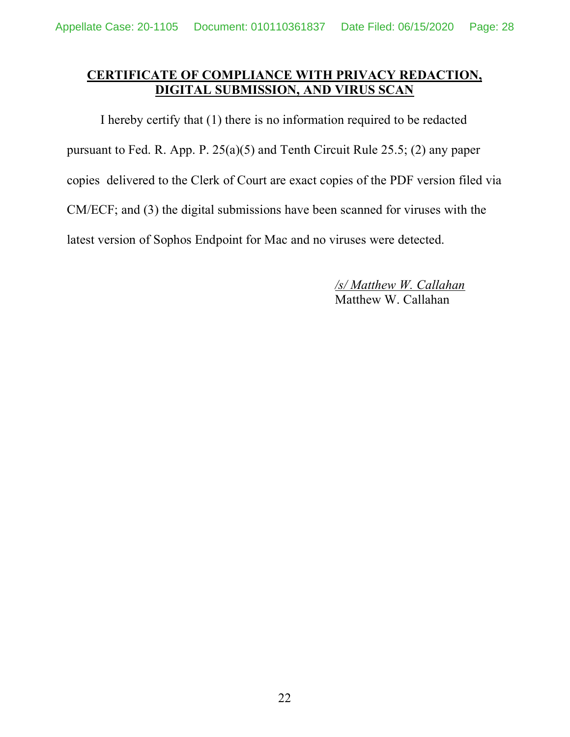## CERTIFICATE OF COMPLIANCE WITH PRIVACY REDACTION, DIGITAL SUBMISSION, AND VIRUS SCAN

I hereby certify that (1) there is no information required to be redacted pursuant to Fed. R. App. P. 25(a)(5) and Tenth Circuit Rule 25.5; (2) any paper copies delivered to the Clerk of Court are exact copies of the PDF version filed via CM/ECF; and (3) the digital submissions have been scanned for viruses with the latest version of Sophos Endpoint for Mac and no viruses were detected.

*/s/ Matthew W. Callahan*
Matthew W. Callahan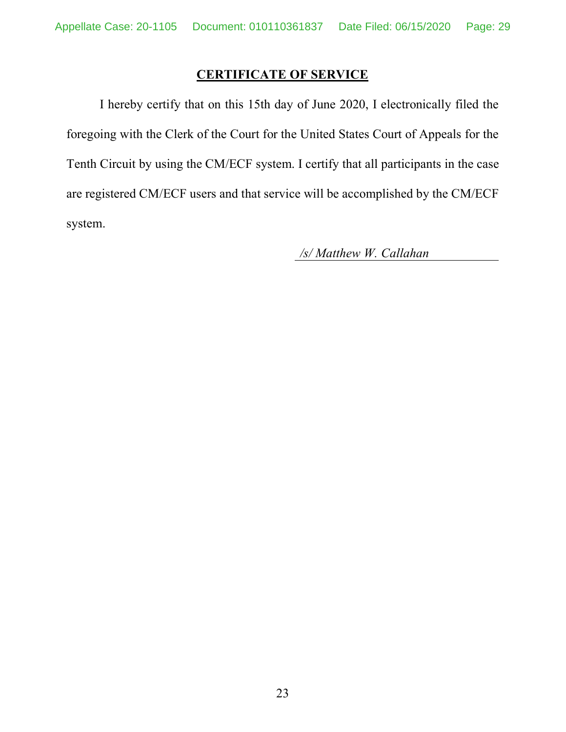## CERTIFICATE OF SERVICE

I hereby certify that on this 15th day of June 2020, I electronically filed the foregoing with the Clerk of the Court for the United States Court of Appeals for the Tenth Circuit by using the CM/ECF system. I certify that all participants in the case are registered CM/ECF users and that service will be accomplished by the CM/ECF system.

*/s/ Matthew W. Callahan*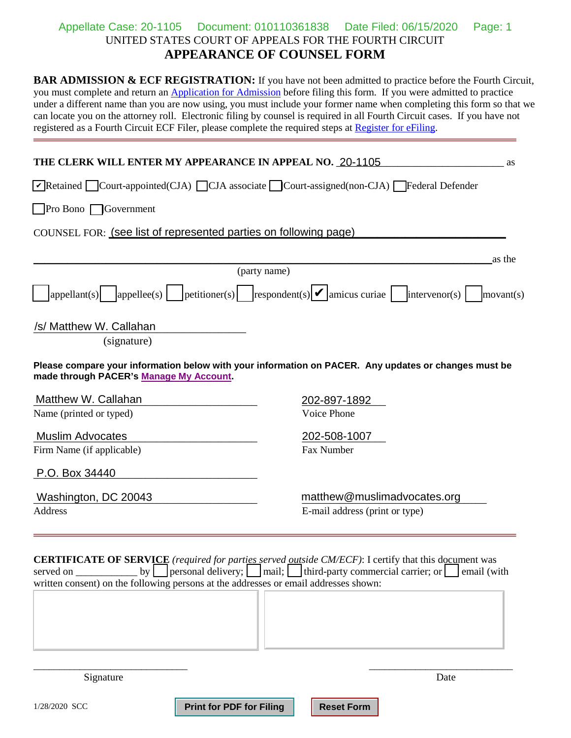UNITED STATES COURT OF APPEALS FOR THE FOURTH CIRCUIT

# APPEARANCE OF COUNSEL FORM

**BAR ADMISSION & ECF REGISTRATION:** If you have not been admitted to practice before the Fourth Circuit, you must complete and return an Application for Admission before filing this form. If you were admitted to practice under a different name than you are now using, you must include your former name when completing this form so that we can locate you on the attorney roll. Electronic filing by counsel is required in all Fourth Circuit cases. If you have not registered as a Fourth Circuit ECF Filer, please complete the required steps at Register for eFiling.

---

**THE CLERK WILL ENTER MY APPEARANCE IN APPEAL NO.** 20-1105 as

☑ Retained ☐ Court-appointed(CJA) ☐ CJA associate ☐ Court-assigned(non-CJA) ☐ Federal Defender

☐ Pro Bono ☐ Government

COUNSEL FOR: (see list of represented parties on following page)

_______________________________________________ as the

(party name)

☐ appellant(s) ☐ appellee(s) ☐ petitioner(s) ☐ respondent(s) ☑ amicus curiae ☐ intervenor(s) ☐ movant(s)

/s/ Matthew W. Callahan
(signature)

**Please compare your information below with your information on PACER. Any updates or changes must be made through PACER's Manage My Account.**

| | |
|---|---|
| Matthew W. Callahan<br>Name (printed or typed) | 202-897-1892<br>Voice Phone |
| Muslim Advocates<br>Firm Name (if applicable) | 202-508-1007<br>Fax Number |
| P.O. Box 34440 | |
| Washington, DC 20043<br>Address | matthew@muslimadvocates.org<br>E-mail address (print or type) |

---

**CERTIFICATE OF SERVICE** *(required for parties served outside CM/ECF)*: I certify that this document was served on ____________ by ☐ personal delivery; ☐ mail; ☐ third-party commercial carrier; or ☐ email (with written consent) on the following persons at the addresses or email addresses shown:

_____________________________
Signature

_____________________________
Date

1/28/2020 SCC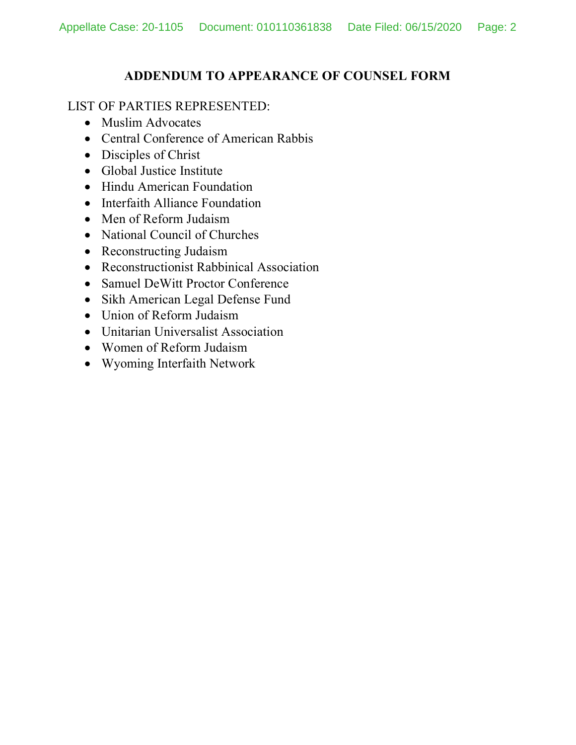## ADDENDUM TO APPEARANCE OF COUNSEL FORM

LIST OF PARTIES REPRESENTED:

- Muslim Advocates
- Central Conference of American Rabbis
- Disciples of Christ
- Global Justice Institute
- Hindu American Foundation
- Interfaith Alliance Foundation
- Men of Reform Judaism
- National Council of Churches
- Reconstructing Judaism
- Reconstructionist Rabbinical Association
- Samuel DeWitt Proctor Conference
- Sikh American Legal Defense Fund
- Union of Reform Judaism
- Unitarian Universalist Association
- Women of Reform Judaism
- Wyoming Interfaith Network